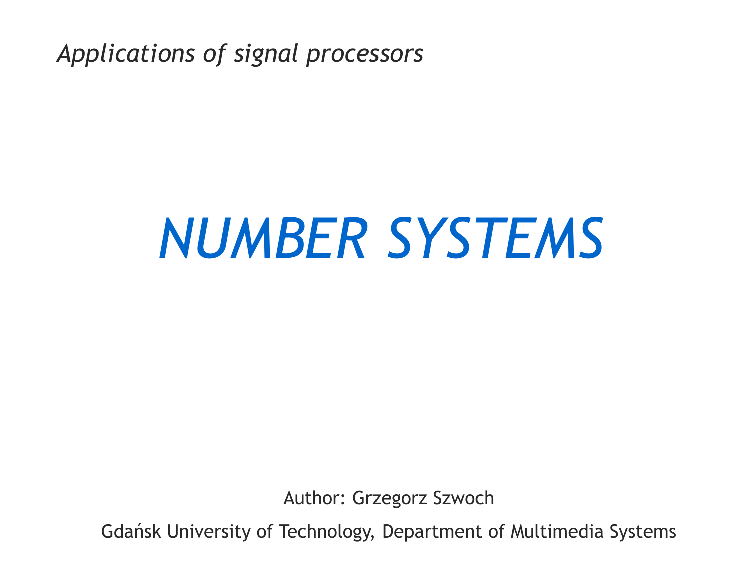*Applications of signal processors*

# *NUMBER SYSTEMS*

Author: Grzegorz Szwoch

Gdańsk University of Technology, Department of Multimedia Systems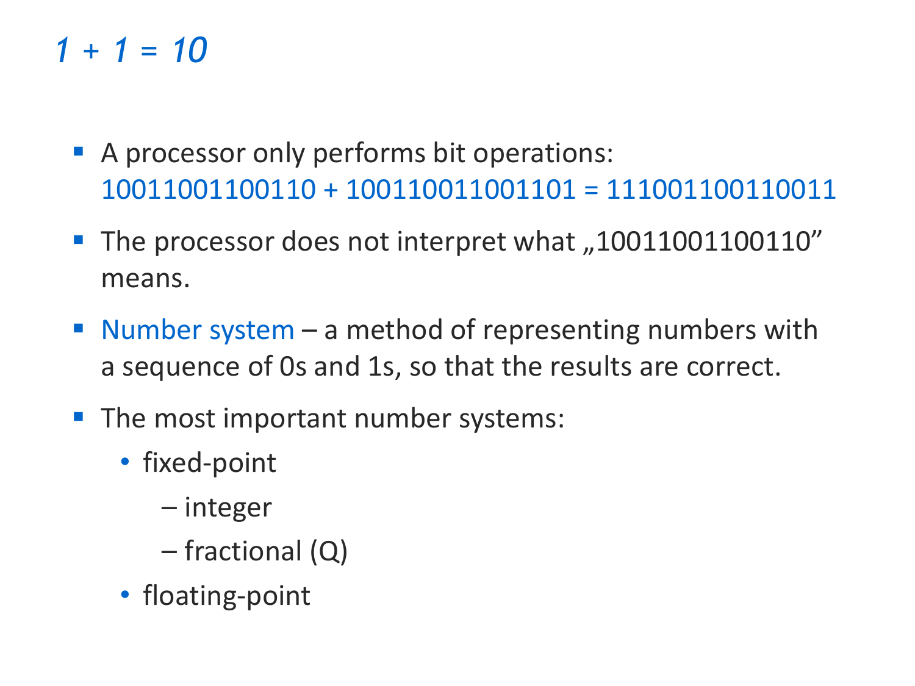# *1 + 1 = 10*

- A processor only performs bit operations:
  10011001100110 + 100110011001101 = 111001100110011
- The processor does not interpret what „10011001100110" means.
- Number system – a method of representing numbers with a sequence of 0s and 1s, so that the results are correct.
- The most important number systems:
  - fixed-point
    - – integer
    - – fractional (Q)
  - floating-point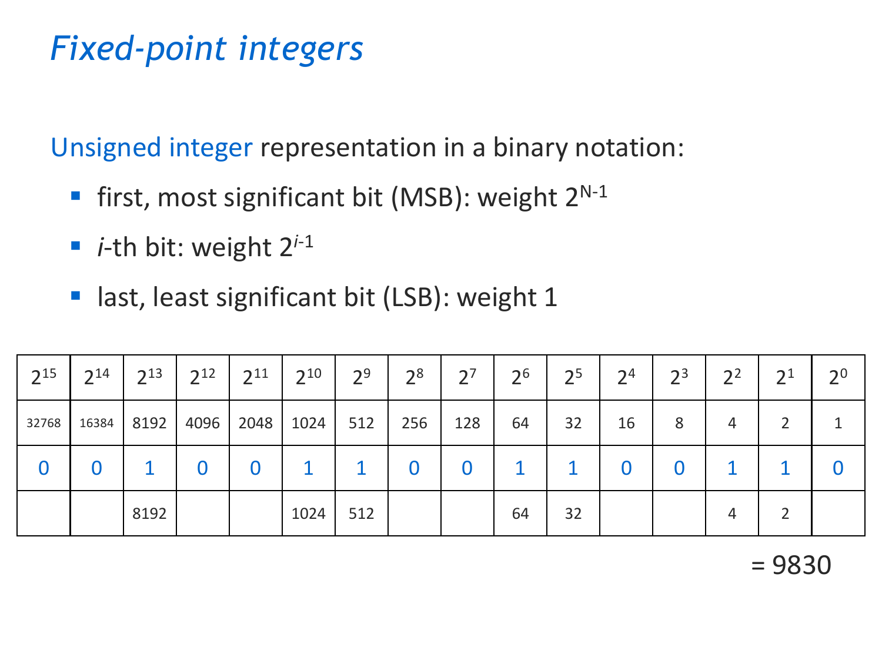# Fixed-point integers

Unsigned integer representation in a binary notation:

- first, most significant bit (MSB): weight $2^{N-1}$
- $i$-th bit: weight $2^{i-1}$
- last, least significant bit (LSB): weight 1

| $2^{15}$ | $2^{14}$ | $2^{13}$ | $2^{12}$ | $2^{11}$ | $2^{10}$ | $2^{9}$ | $2^{8}$ | $2^{7}$ | $2^{6}$ | $2^{5}$ | $2^{4}$ | $2^{3}$ | $2^{2}$ | $2^{1}$ | $2^{0}$ |
|---|---|---|---|---|---|---|---|---|---|---|---|---|---|---|---|
| 32768 | 16384 | 8192 | 4096 | 2048 | 1024 | 512 | 256 | 128 | 64 | 32 | 16 | 8 | 4 | 2 | 1 |
| 0 | 0 | 1 | 0 | 0 | 1 | 1 | 0 | 0 | 1 | 1 | 0 | 0 | 1 | 1 | 0 |
| | | 8192 | | | 1024 | 512 | | | 64 | 32 | | | 4 | 2 | |

= 9830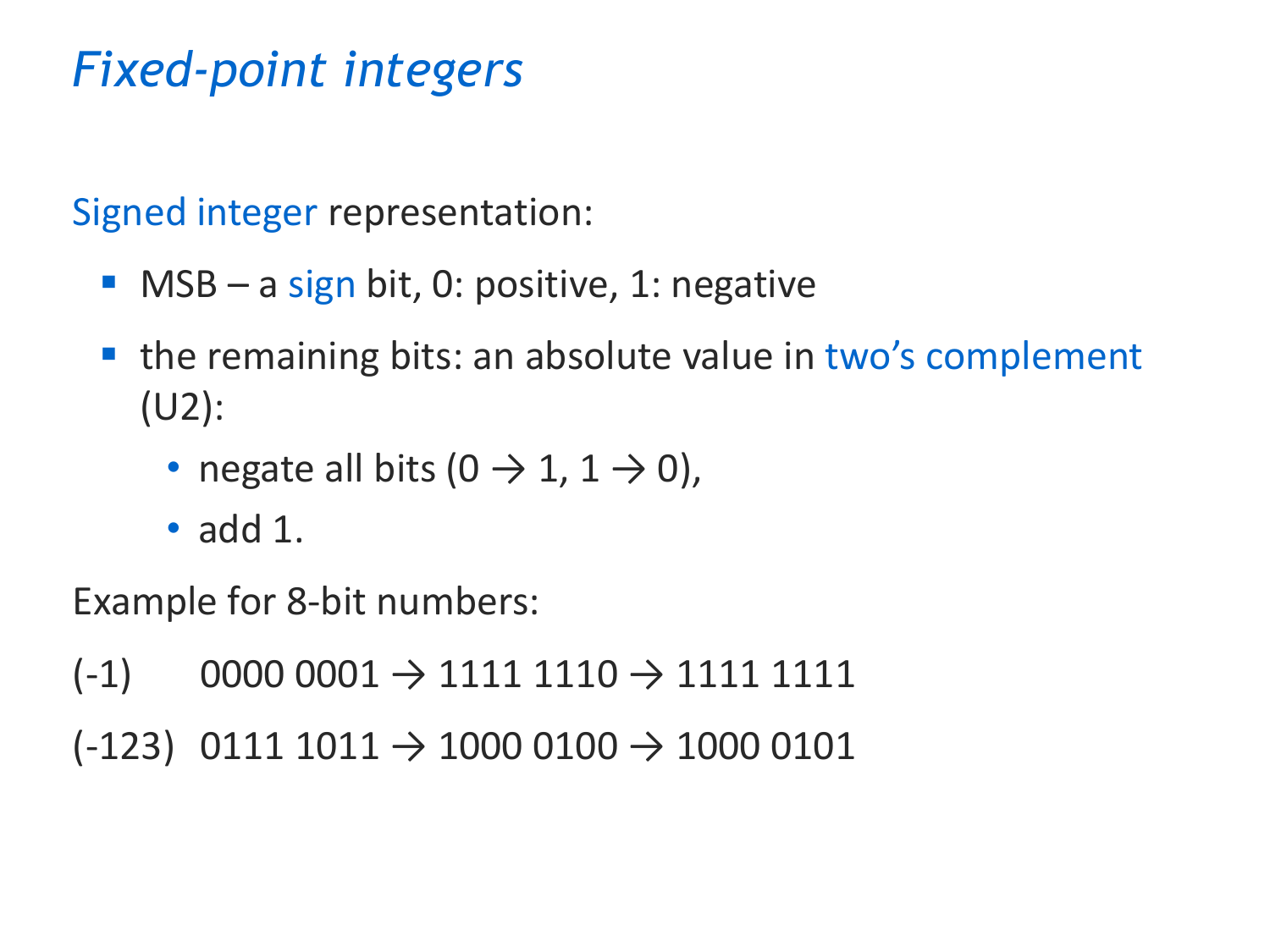# *Fixed-point integers*

Signed integer representation:

- MSB – a sign bit, 0: positive, 1: negative
- the remaining bits: an absolute value in two's complement (U2):
  - negate all bits (0 → 1, 1 → 0),
  - add 1.

Example for 8-bit numbers:

(-1)  0000 0001 → 1111 1110 → 1111 1111

(-123) 0111 1011 → 1000 0100 → 1000 0101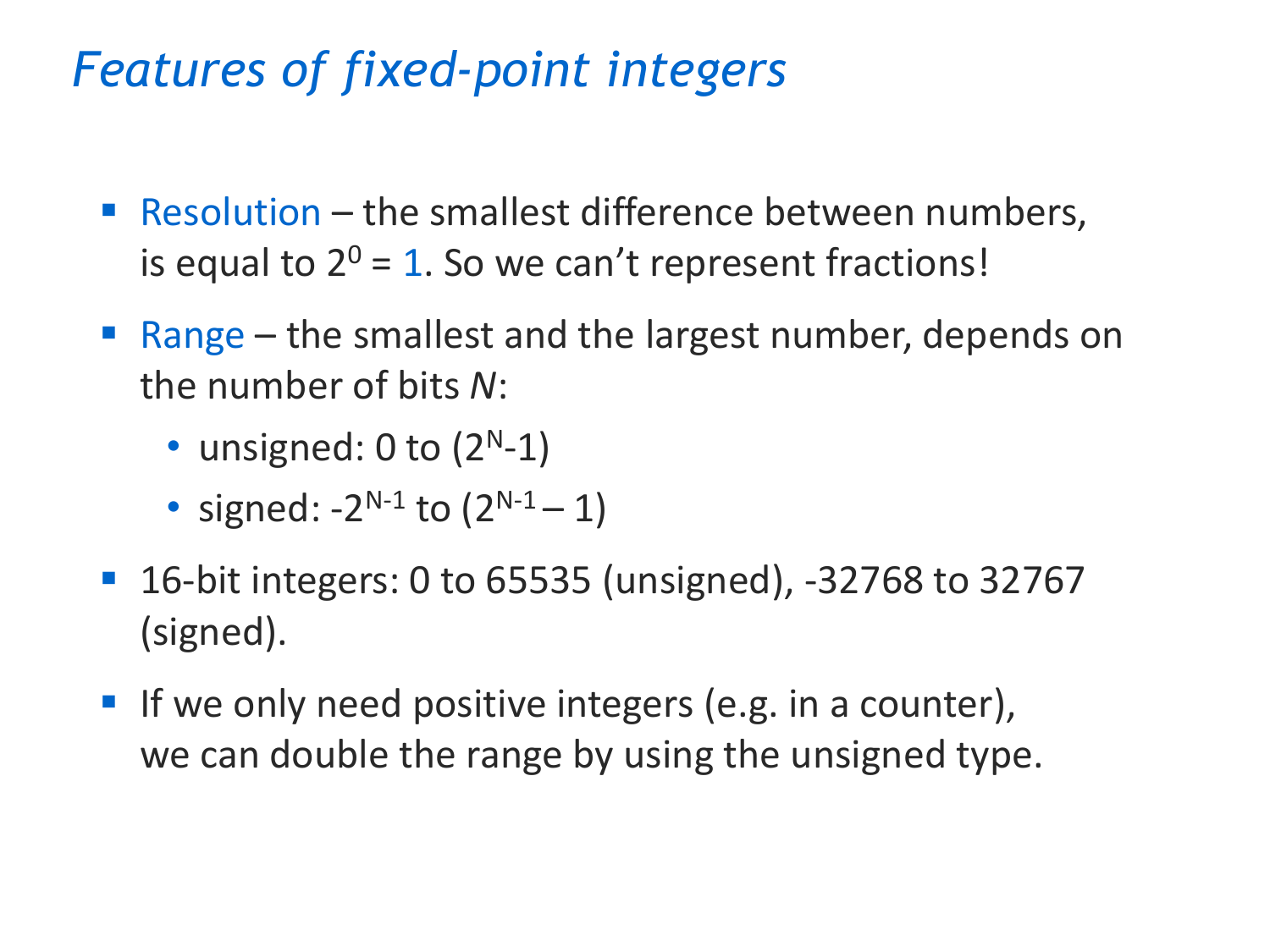# *Features of fixed-point integers*

- Resolution – the smallest difference between numbers, is equal to $2^0 = 1$. So we can't represent fractions!
- Range – the smallest and the largest number, depends on the number of bits $N$:
  - unsigned: 0 to $(2^N - 1)$
  - signed: $-2^{N-1}$ to $(2^{N-1} - 1)$
- 16-bit integers: 0 to 65535 (unsigned), -32768 to 32767 (signed).
- If we only need positive integers (e.g. in a counter), we can double the range by using the unsigned type.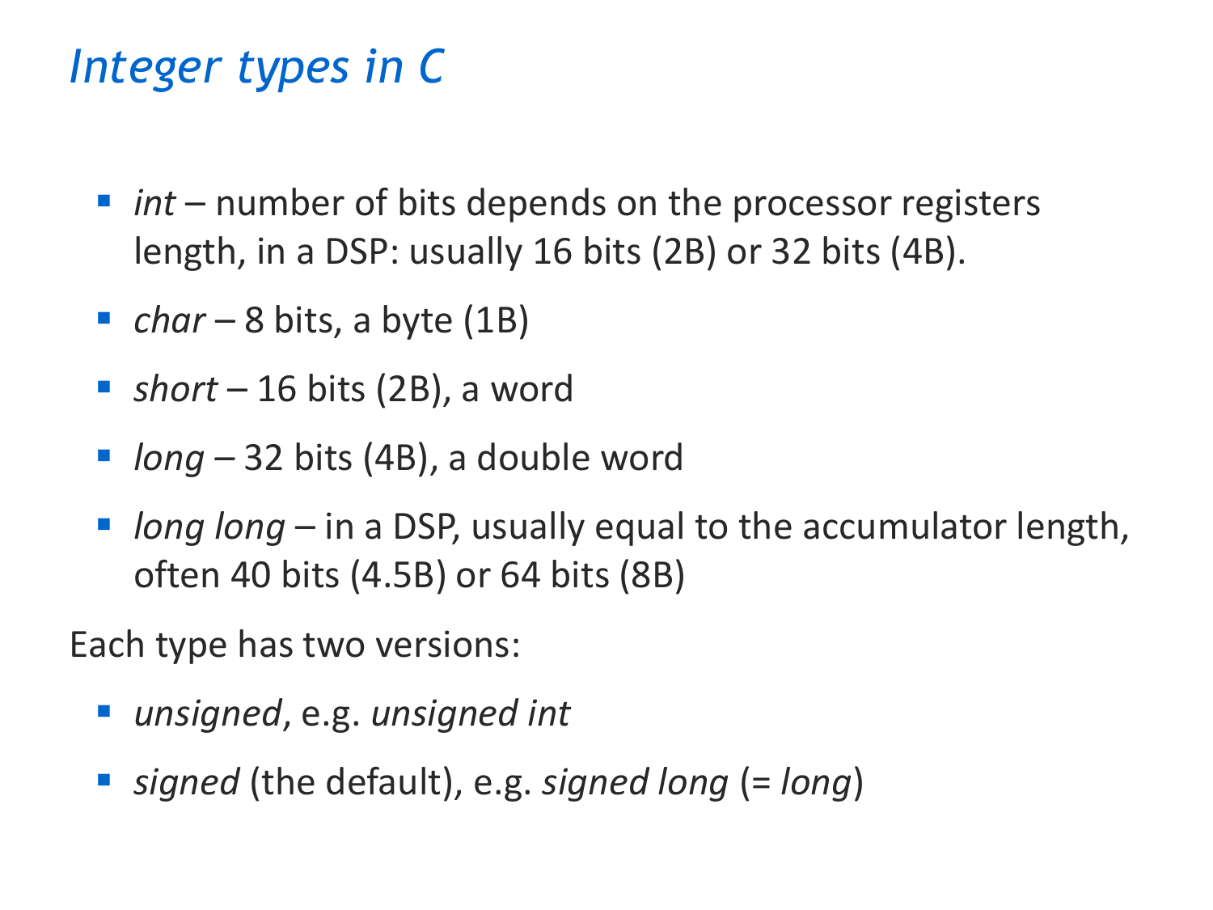# *Integer types in C*

- *int* – number of bits depends on the processor registers length, in a DSP: usually 16 bits (2B) or 32 bits (4B).
- *char* – 8 bits, a byte (1B)
- *short* – 16 bits (2B), a word
- *long* – 32 bits (4B), a double word
- *long long* – in a DSP, usually equal to the accumulator length, often 40 bits (4.5B) or 64 bits (8B)

Each type has two versions:

- *unsigned*, e.g. *unsigned int*
- *signed* (the default), e.g. *signed long* (= *long*)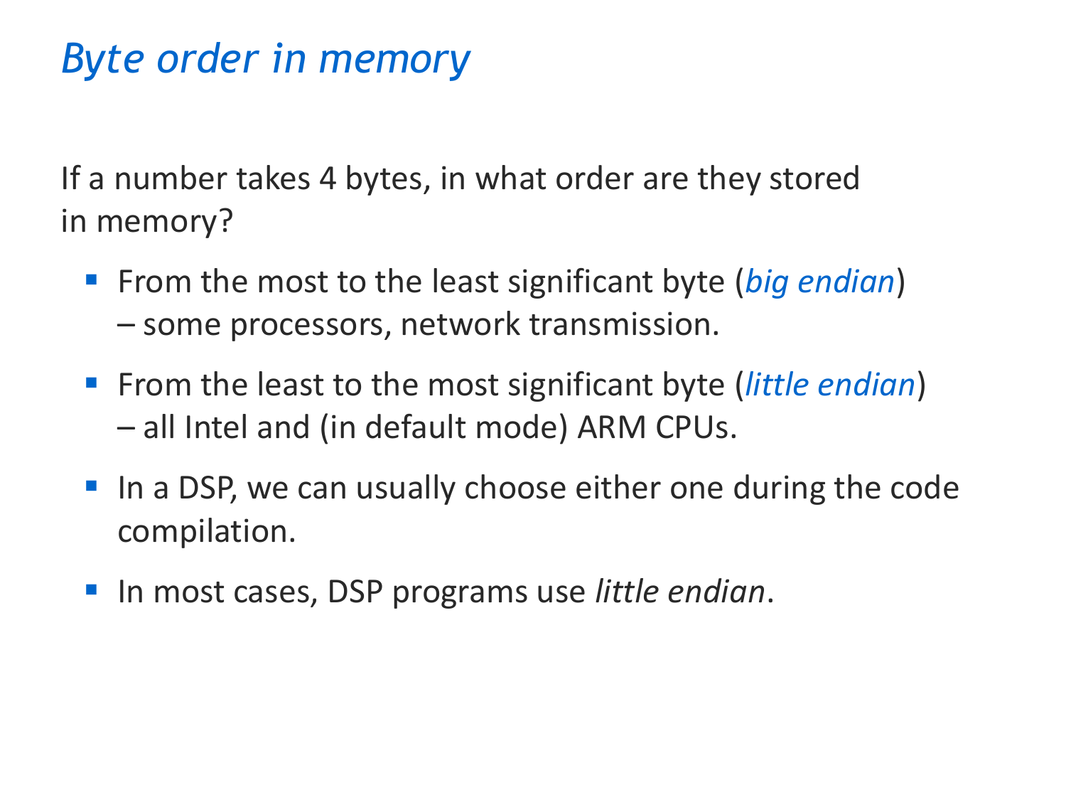# *Byte order in memory*

If a number takes 4 bytes, in what order are they stored in memory?

- From the most to the least significant byte (*big endian*) – some processors, network transmission.
- From the least to the most significant byte (*little endian*) – all Intel and (in default mode) ARM CPUs.
- In a DSP, we can usually choose either one during the code compilation.
- In most cases, DSP programs use *little endian*.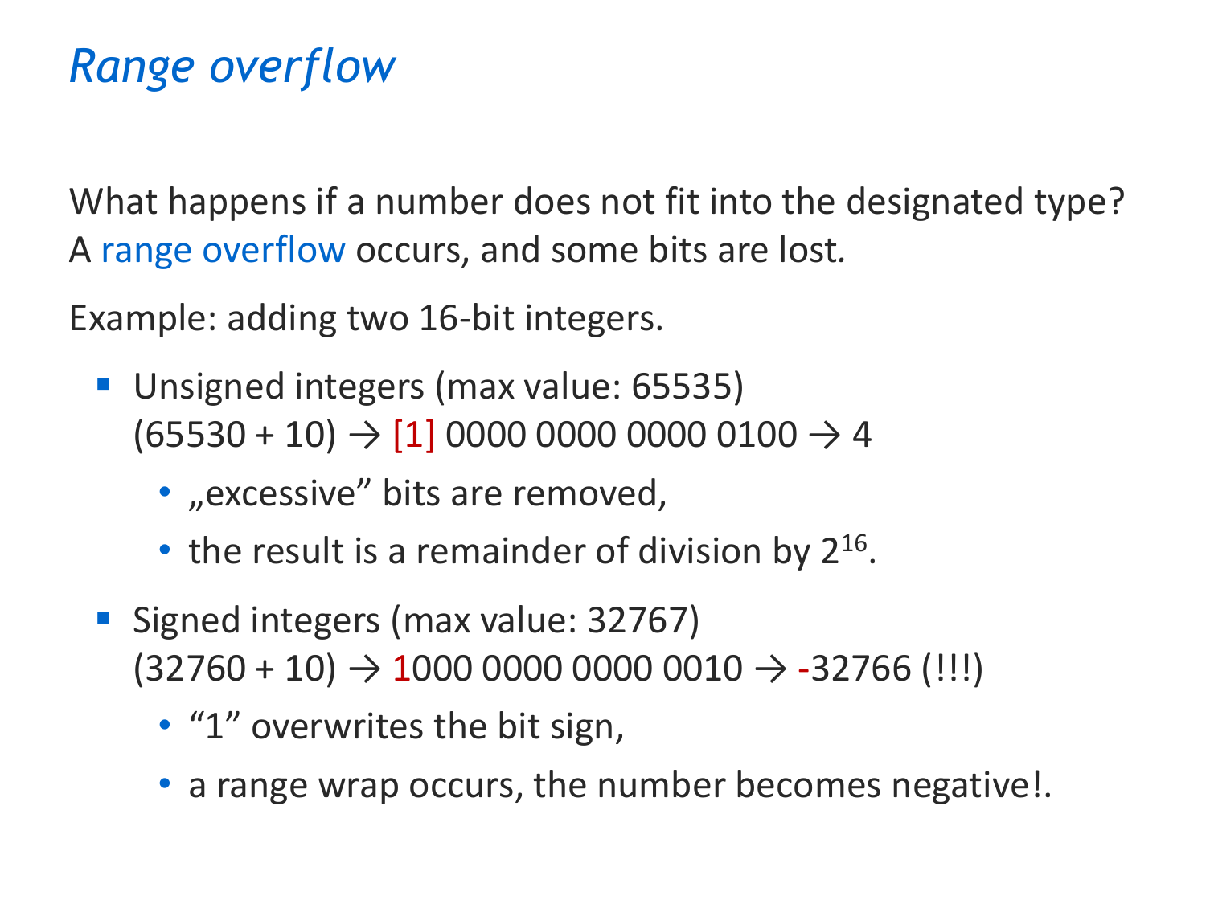# *Range overflow*

What happens if a number does not fit into the designated type?
A range overflow occurs, and some bits are lost.

Example: adding two 16-bit integers.

- Unsigned integers (max value: 65535)
  (65530 + 10) → [1] 0000 0000 0000 0100 → 4
  - „excessive" bits are removed,
  - the result is a remainder of division by $2^{16}$.
- Signed integers (max value: 32767)
  (32760 + 10) → 1000 0000 0000 0010 → -32766 (!!!)
  - "1" overwrites the bit sign,
  - a range wrap occurs, the number becomes negative!.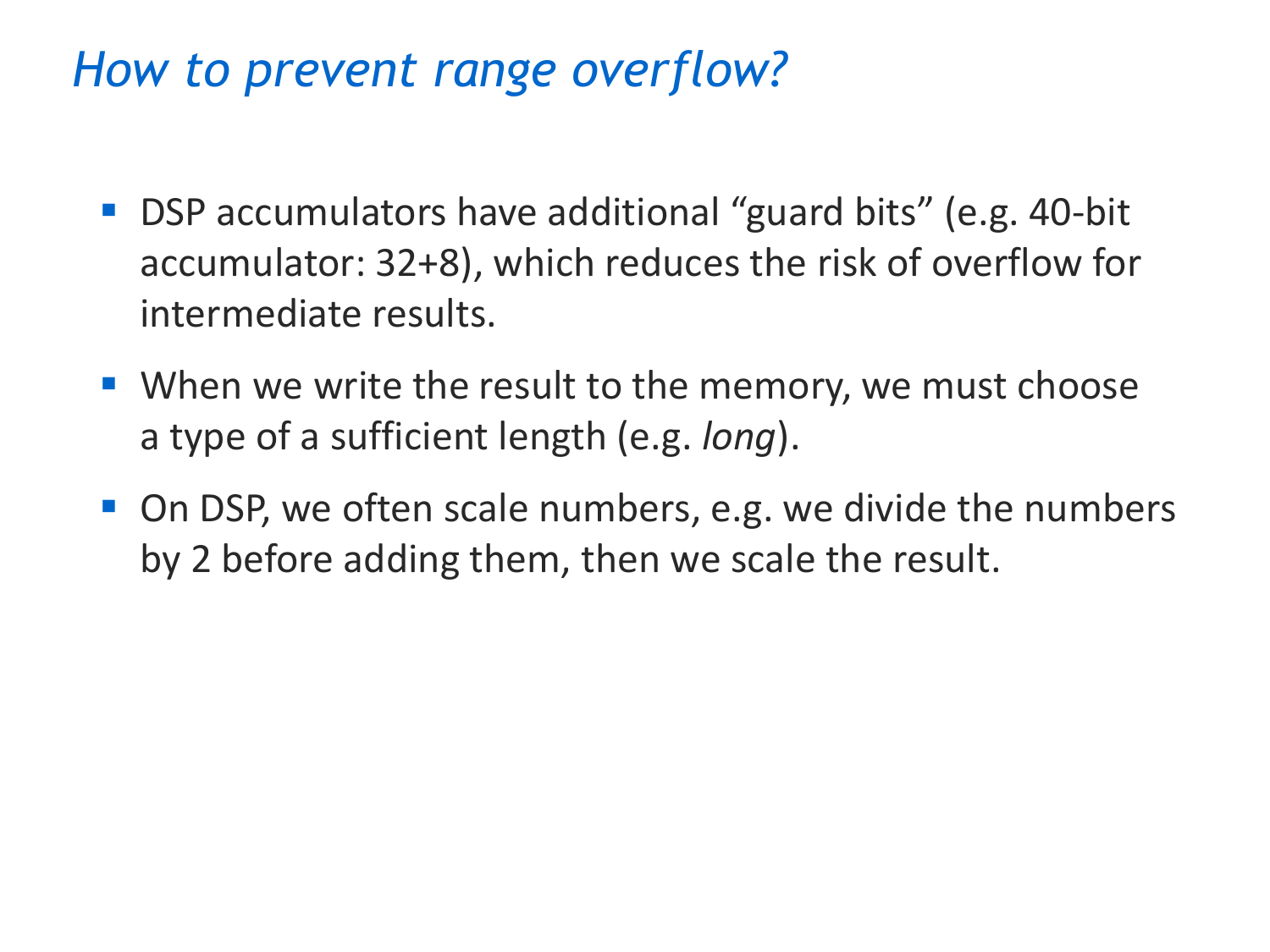# *How to prevent range overflow?*

- DSP accumulators have additional "guard bits" (e.g. 40-bit accumulator: 32+8), which reduces the risk of overflow for intermediate results.
- When we write the result to the memory, we must choose a type of a sufficient length (e.g. *long*).
- On DSP, we often scale numbers, e.g. we divide the numbers by 2 before adding them, then we scale the result.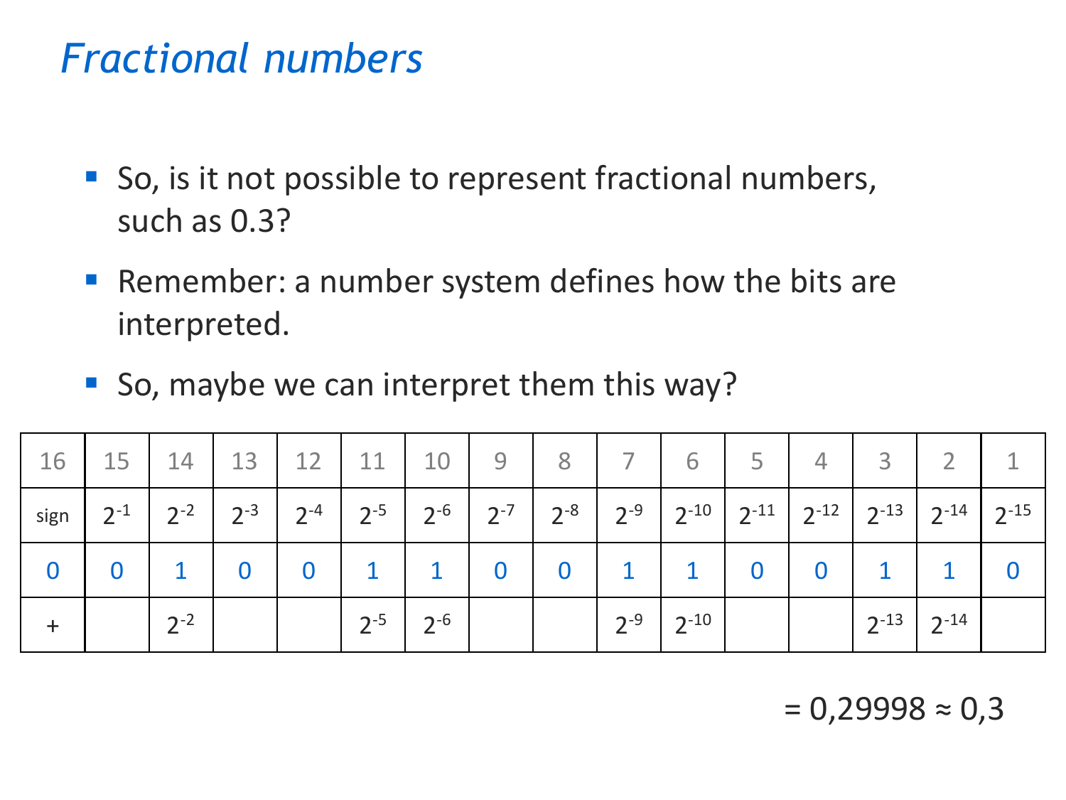# *Fractional numbers*

- So, is it not possible to represent fractional numbers, such as 0.3?
- Remember: a number system defines how the bits are interpreted.
- So, maybe we can interpret them this way?

| 16 | 15 | 14 | 13 | 12 | 11 | 10 | 9 | 8 | 7 | 6 | 5 | 4 | 3 | 2 | 1 |
|---|---|---|---|---|---|---|---|---|---|---|---|---|---|---|---|
| sign | $2^{-1}$ | $2^{-2}$ | $2^{-3}$ | $2^{-4}$ | $2^{-5}$ | $2^{-6}$ | $2^{-7}$ | $2^{-8}$ | $2^{-9}$ | $2^{-10}$ | $2^{-11}$ | $2^{-12}$ | $2^{-13}$ | $2^{-14}$ | $2^{-15}$ |
| 0 | 0 | 1 | 0 | 0 | 1 | 1 | 0 | 0 | 1 | 1 | 0 | 0 | 1 | 1 | 0 |
| + | | $2^{-2}$ | | | $2^{-5}$ | $2^{-6}$ | | | $2^{-9}$ | $2^{-10}$ | | | $2^{-13}$ | $2^{-14}$ | |

$= 0{,}29998 \approx 0{,}3$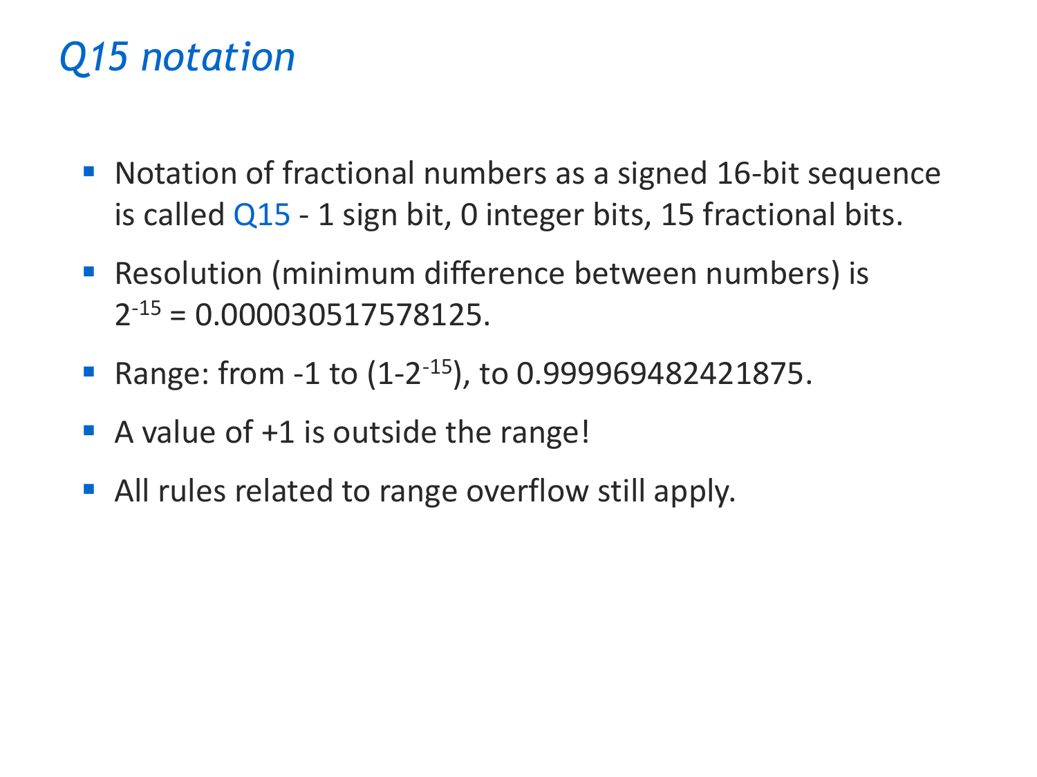# *Q15 notation*

- Notation of fractional numbers as a signed 16-bit sequence is called Q15 - 1 sign bit, 0 integer bits, 15 fractional bits.
- Resolution (minimum difference between numbers) is $2^{-15}$ = 0.000030517578125.
- Range: from -1 to ($1-2^{-15}$), to 0.999969482421875.
- A value of +1 is outside the range!
- All rules related to range overflow still apply.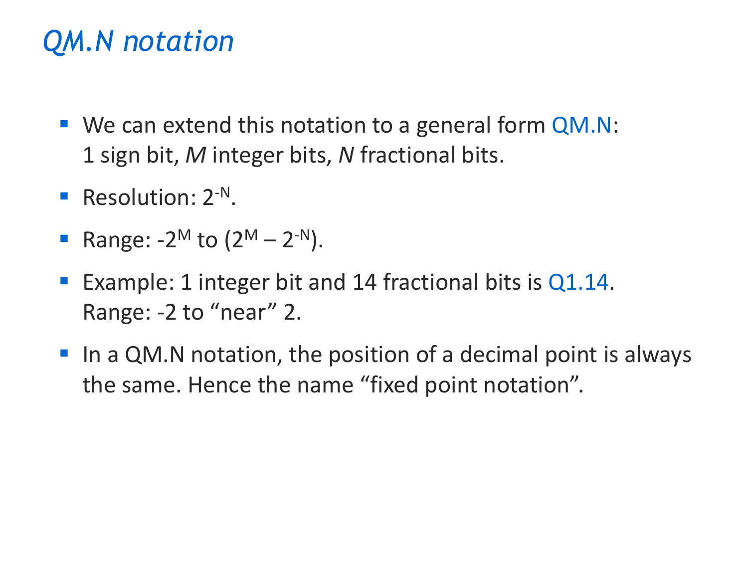# *QM.N notation*

- We can extend this notation to a general form QM.N:
  1 sign bit, *M* integer bits, *N* fractional bits.
- Resolution: $2^{-N}$.
- Range: $-2^{M}$ to $(2^{M} – 2^{-N})$.
- Example: 1 integer bit and 14 fractional bits is Q1.14.
  Range: -2 to “near” 2.
- In a QM.N notation, the position of a decimal point is always the same. Hence the name “fixed point notation”.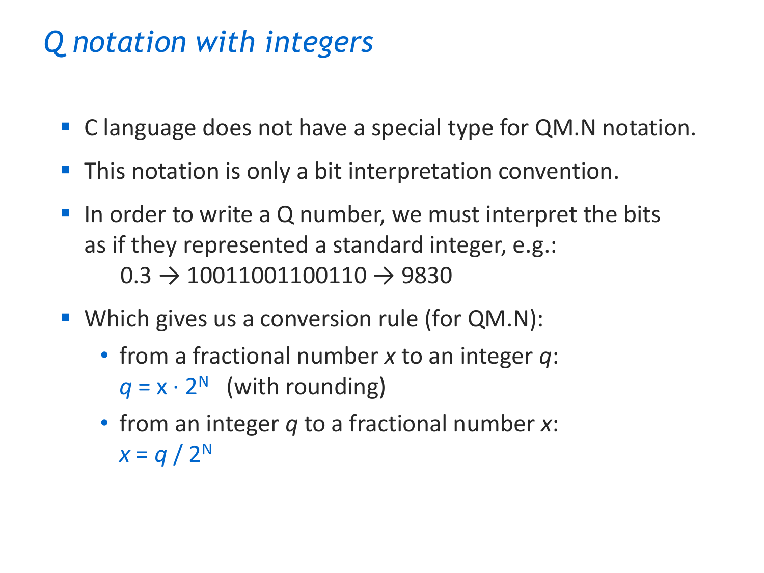# *Q notation with integers*

- C language does not have a special type for QM.N notation.
- This notation is only a bit interpretation convention.
- In order to write a Q number, we must interpret the bits as if they represented a standard integer, e.g.:
  
  0.3 → 10011001100110 → 9830
- Which gives us a conversion rule (for QM.N):
  - from a fractional number *x* to an integer *q*:
    
    $q = x \cdot 2^N$ (with rounding)
  - from an integer *q* to a fractional number *x*:
    
    $x = q / 2^N$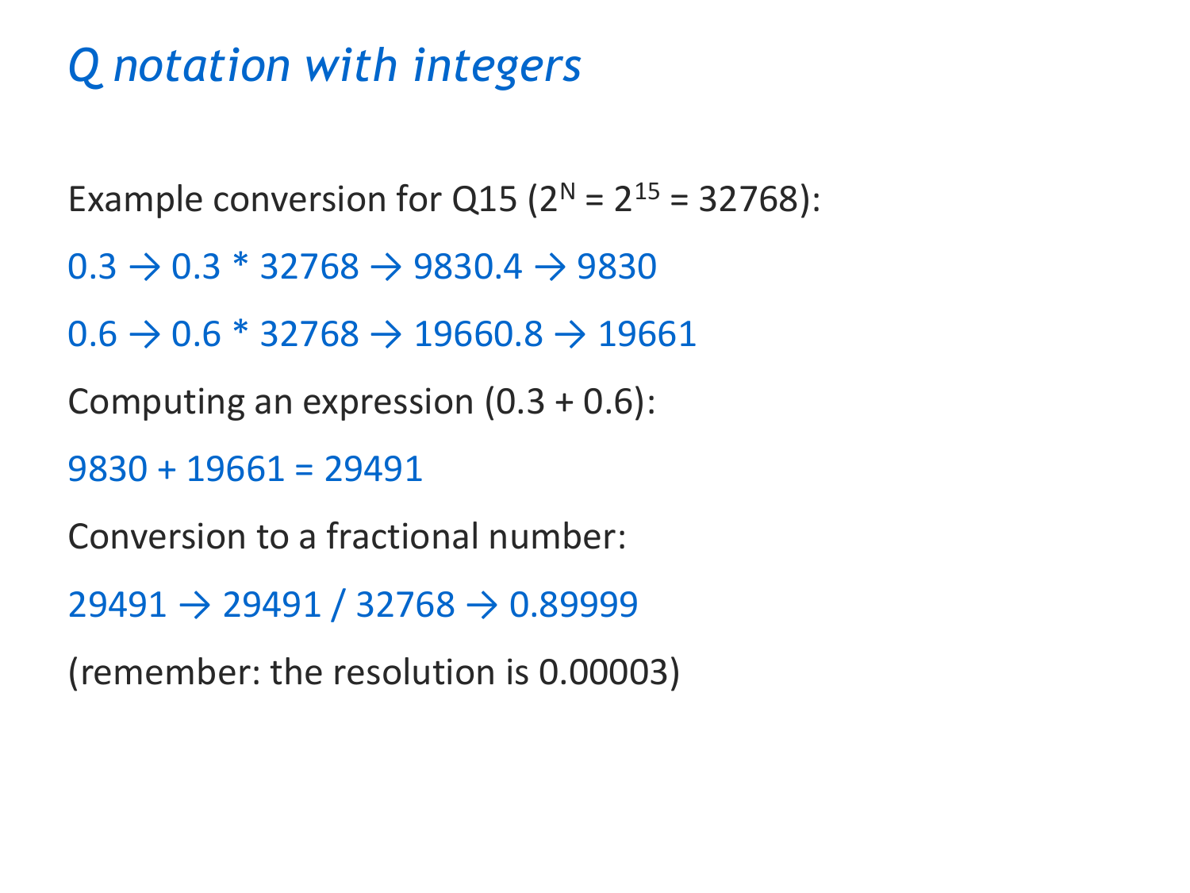# *Q notation with integers*

Example conversion for Q15 ($2^N = 2^{15} = 32768$):

0.3 → 0.3 * 32768 → 9830.4 → 9830

0.6 → 0.6 * 32768 → 19660.8 → 19661

Computing an expression (0.3 + 0.6):

9830 + 19661 = 29491

Conversion to a fractional number:

29491 → 29491 / 32768 → 0.89999

(remember: the resolution is 0.00003)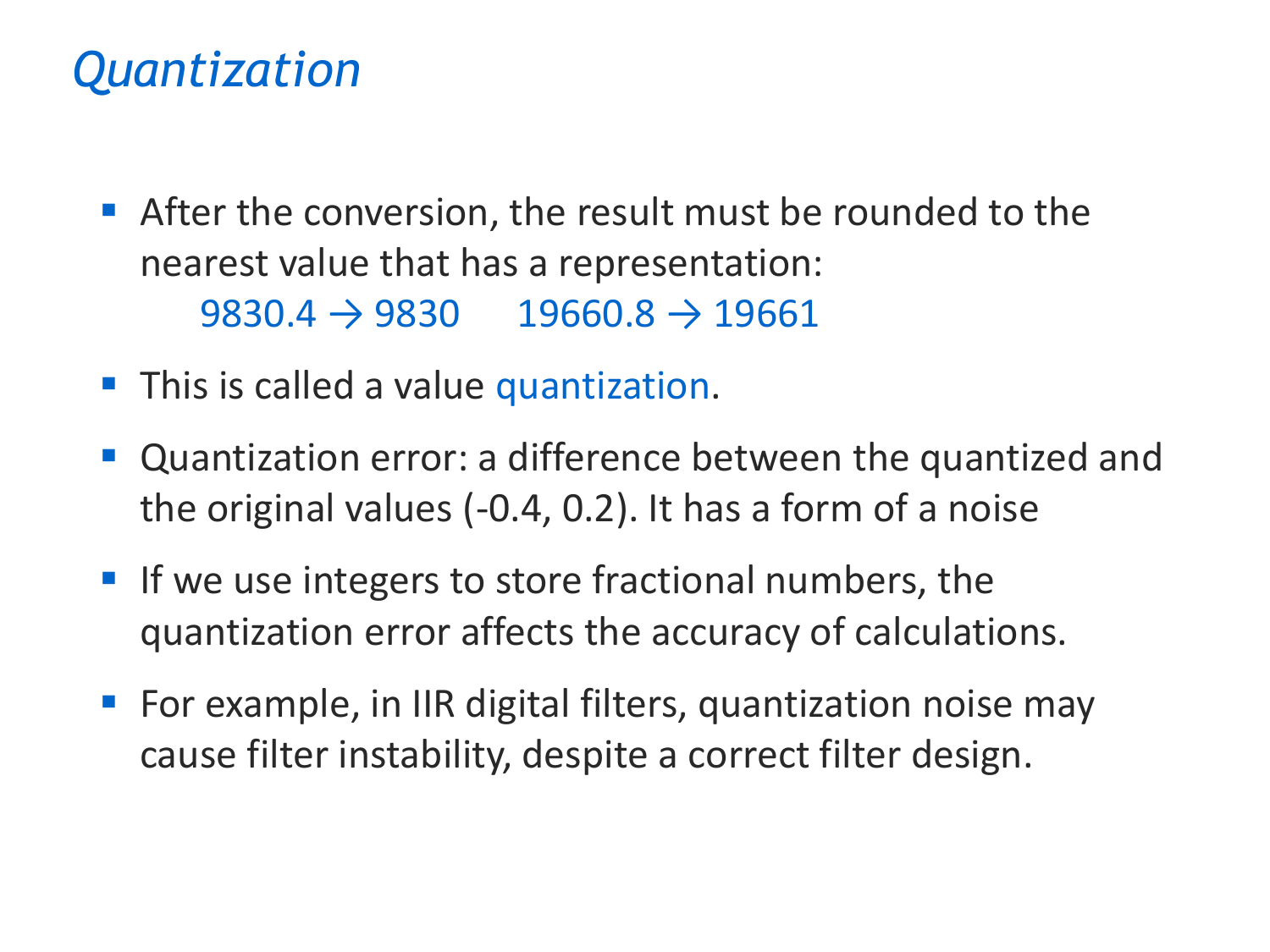# *Quantization*

- After the conversion, the result must be rounded to the nearest value that has a representation:

  9830.4 → 9830     19660.8 → 19661

- This is called a value quantization.
- Quantization error: a difference between the quantized and the original values (-0.4, 0.2). It has a form of a noise
- If we use integers to store fractional numbers, the quantization error affects the accuracy of calculations.
- For example, in IIR digital filters, quantization noise may cause filter instability, despite a correct filter design.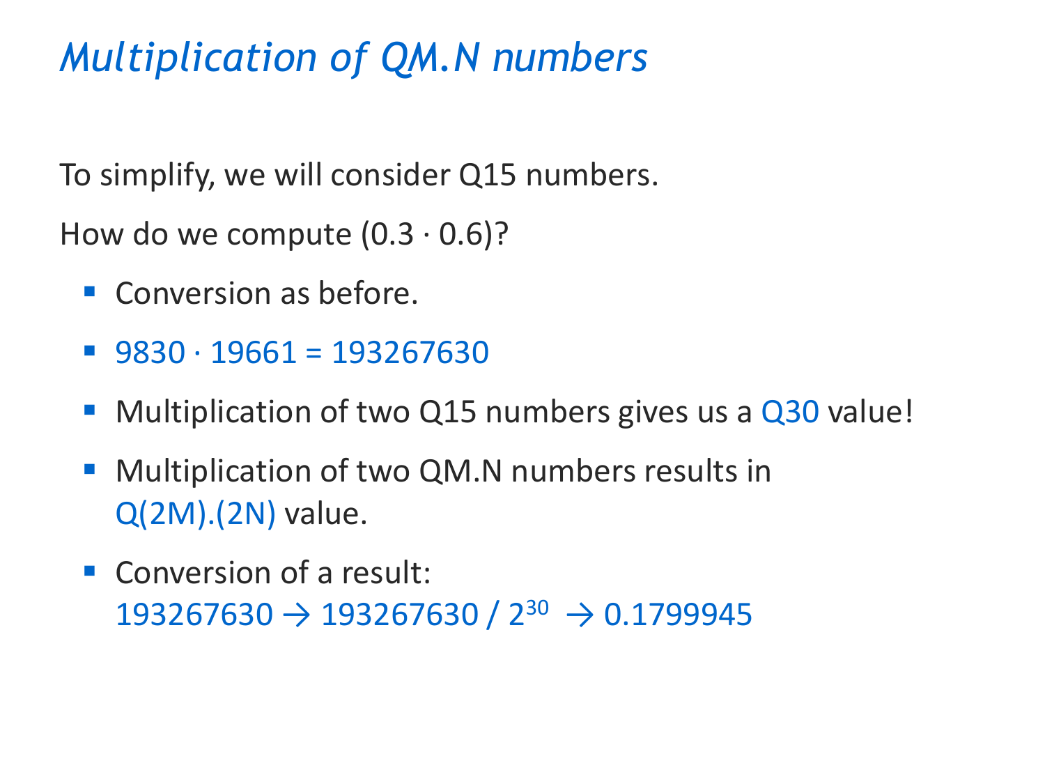# *Multiplication of QM.N numbers*

To simplify, we will consider Q15 numbers.

How do we compute $(0.3 \cdot 0.6)$?

- Conversion as before.
- $9830 \cdot 19661 = 193267630$
- Multiplication of two Q15 numbers gives us a Q30 value!
- Multiplication of two QM.N numbers results in Q(2M).(2N) value.
- Conversion of a result:
  $193267630 \rightarrow 193267630 / 2^{30} \rightarrow 0.1799945$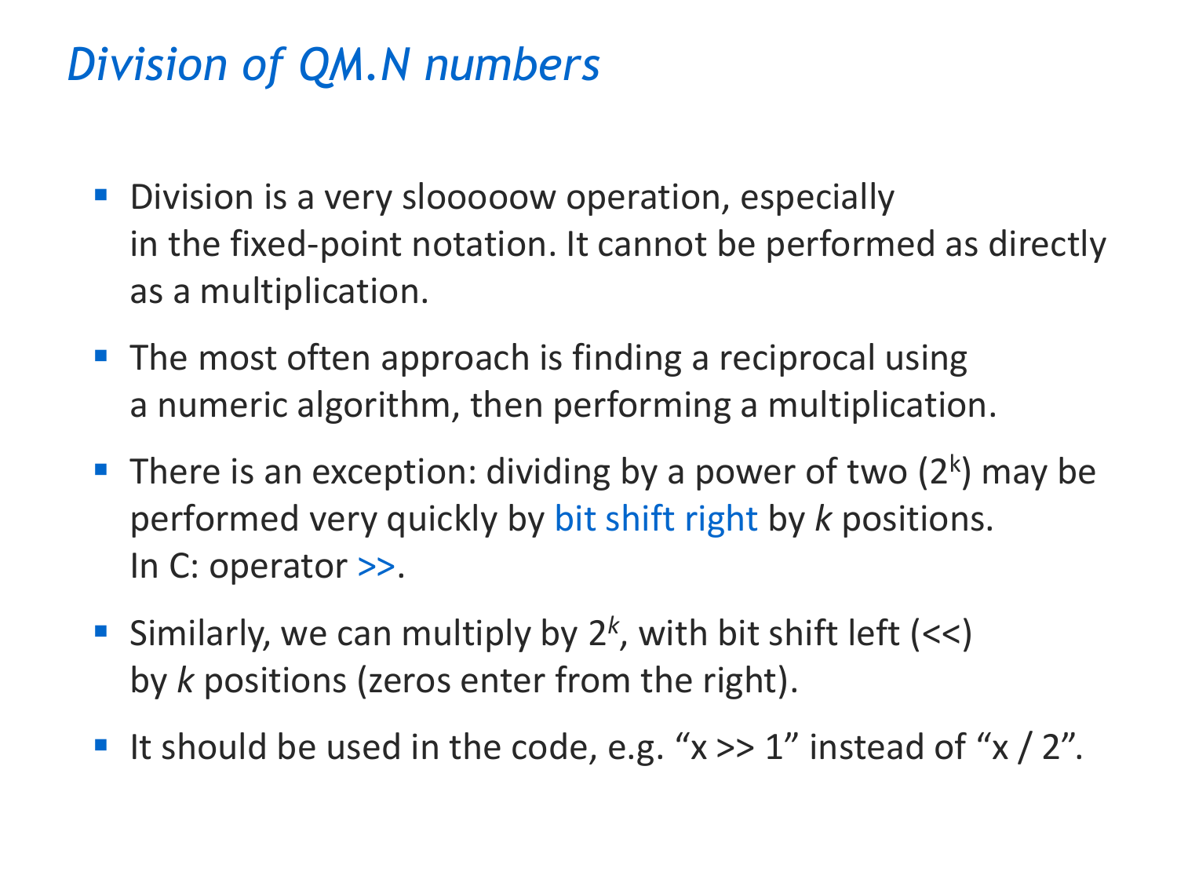# *Division of QM.N numbers*

- Division is a very slooooow operation, especially in the fixed-point notation. It cannot be performed as directly as a multiplication.
- The most often approach is finding a reciprocal using a numeric algorithm, then performing a multiplication.
- There is an exception: dividing by a power of two ($2^k$) may be performed very quickly by bit shift right by *k* positions. In C: operator >>.
- Similarly, we can multiply by $2^k$, with bit shift left (<<) by *k* positions (zeros enter from the right).
- It should be used in the code, e.g. “x >> 1” instead of “x / 2”.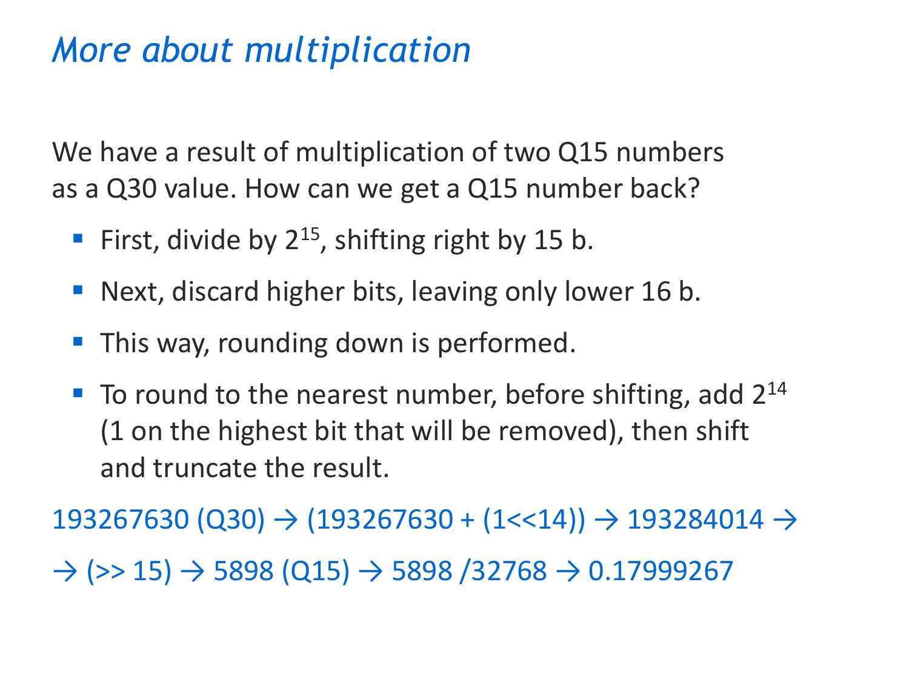# *More about multiplication*

We have a result of multiplication of two Q15 numbers as a Q30 value. How can we get a Q15 number back?

- First, divide by $2^{15}$, shifting right by 15 b.
- Next, discard higher bits, leaving only lower 16 b.
- This way, rounding down is performed.
- To round to the nearest number, before shifting, add $2^{14}$ (1 on the highest bit that will be removed), then shift and truncate the result.

193267630 (Q30) → (193267630 + (1<<14)) → 193284014 →

→ (>> 15) → 5898 (Q15) → 5898 /32768 → 0.17999267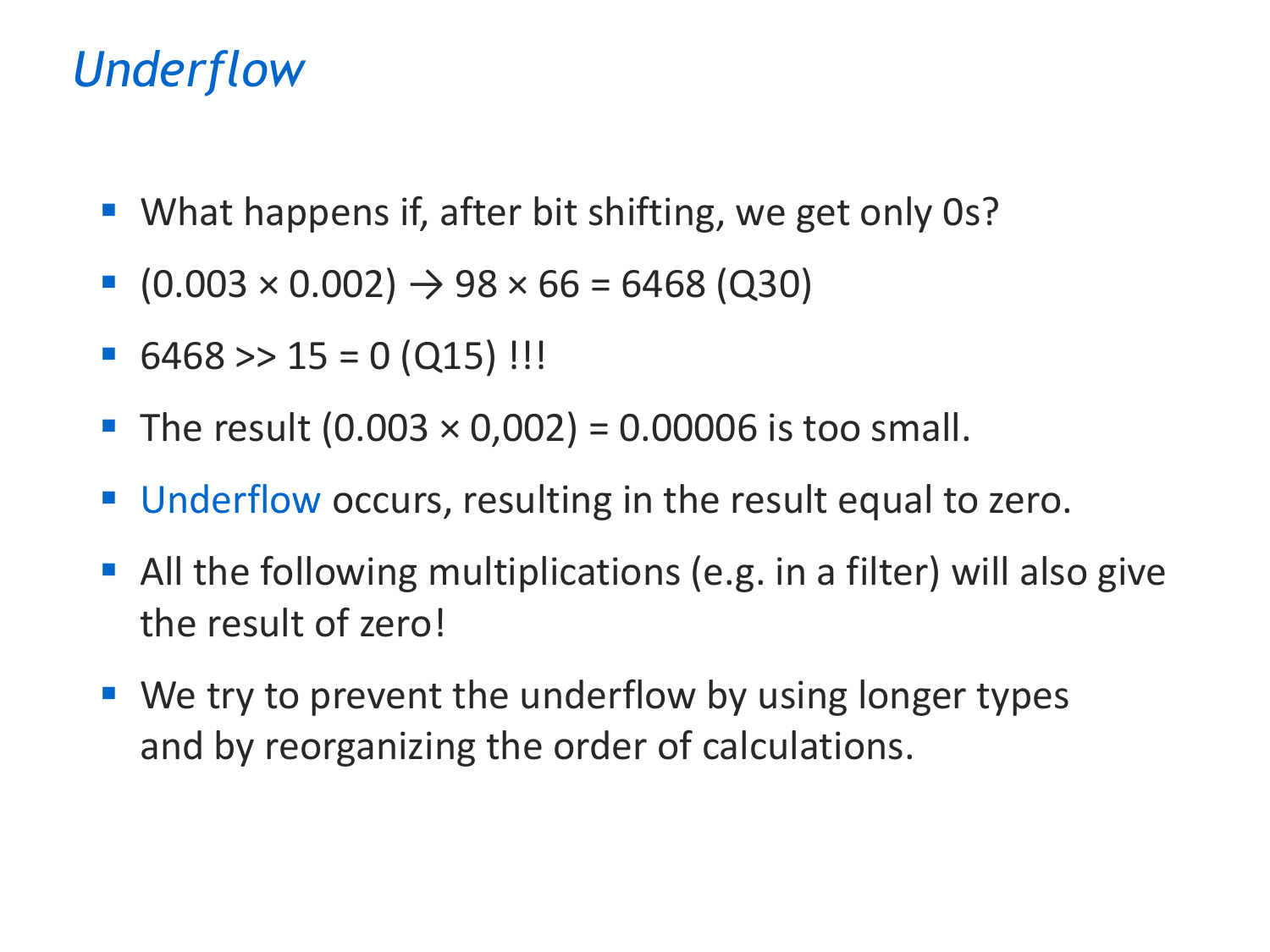# *Underflow*

- What happens if, after bit shifting, we get only 0s?
- $(0.003 \times 0.002) \rightarrow 98 \times 66 = 6468$ (Q30)
- $6468 >> 15 = 0$ (Q15) !!!
- The result $(0.003 \times 0{,}002) = 0.00006$ is too small.
- Underflow occurs, resulting in the result equal to zero.
- All the following multiplications (e.g. in a filter) will also give the result of zero!
- We try to prevent the underflow by using longer types and by reorganizing the order of calculations.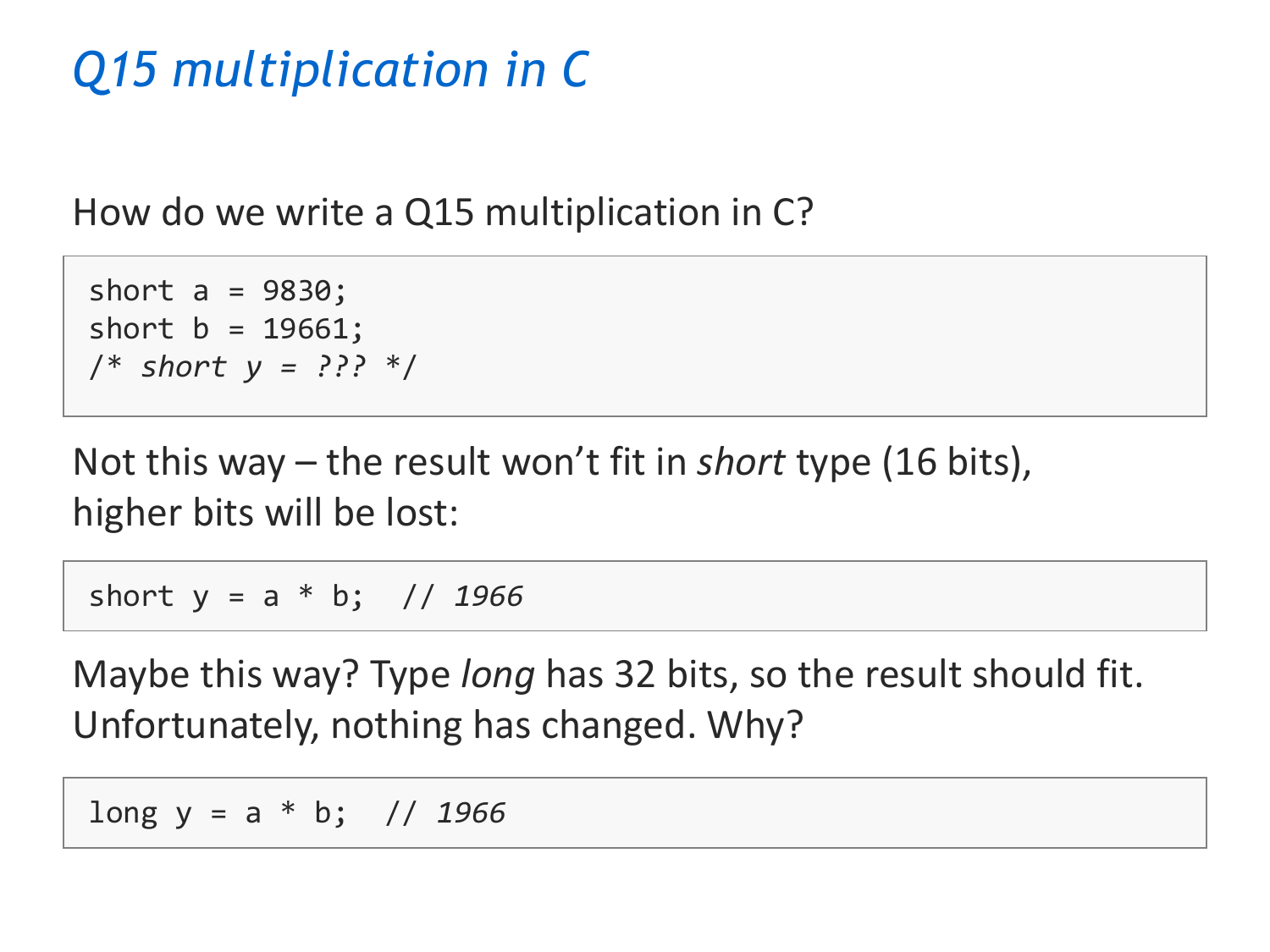# *Q15 multiplication in C*

How do we write a Q15 multiplication in C?

```
short a = 9830;
short b = 19661;
/* short y = ??? */
```

Not this way – the result won't fit in *short* type (16 bits), higher bits will be lost:

```
short y = a * b;  // 1966
```

Maybe this way? Type *long* has 32 bits, so the result should fit. Unfortunately, nothing has changed. Why?

```
long y = a * b;  // 1966
```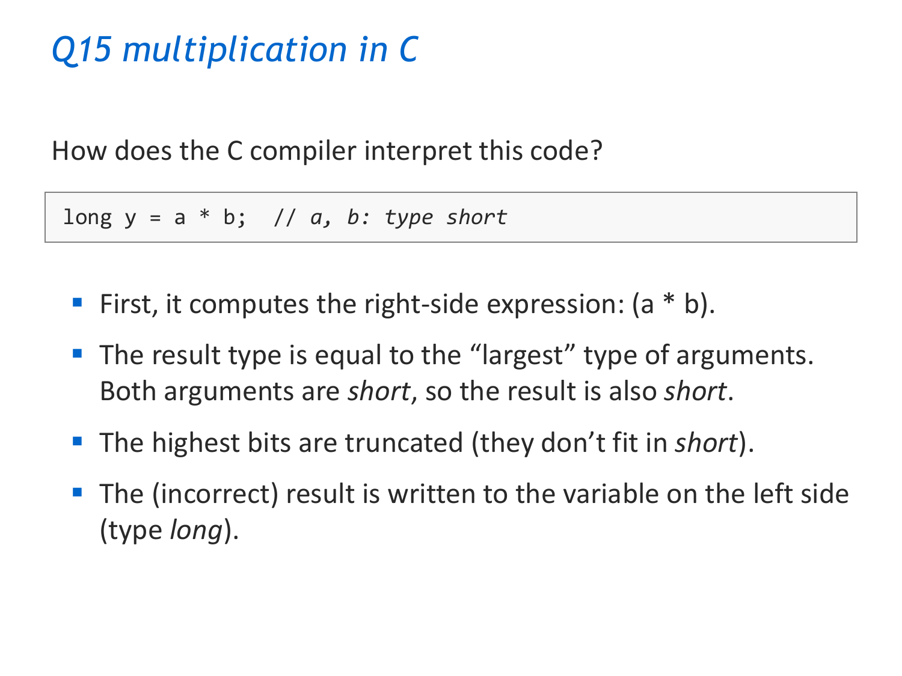# *Q15 multiplication in C*

How does the C compiler interpret this code?

```
long y = a * b;  // a, b: type short
```

- First, it computes the right-side expression: (a * b).
- The result type is equal to the "largest" type of arguments. Both arguments are *short*, so the result is also *short*.
- The highest bits are truncated (they don't fit in *short*).
- The (incorrect) result is written to the variable on the left side (type *long*).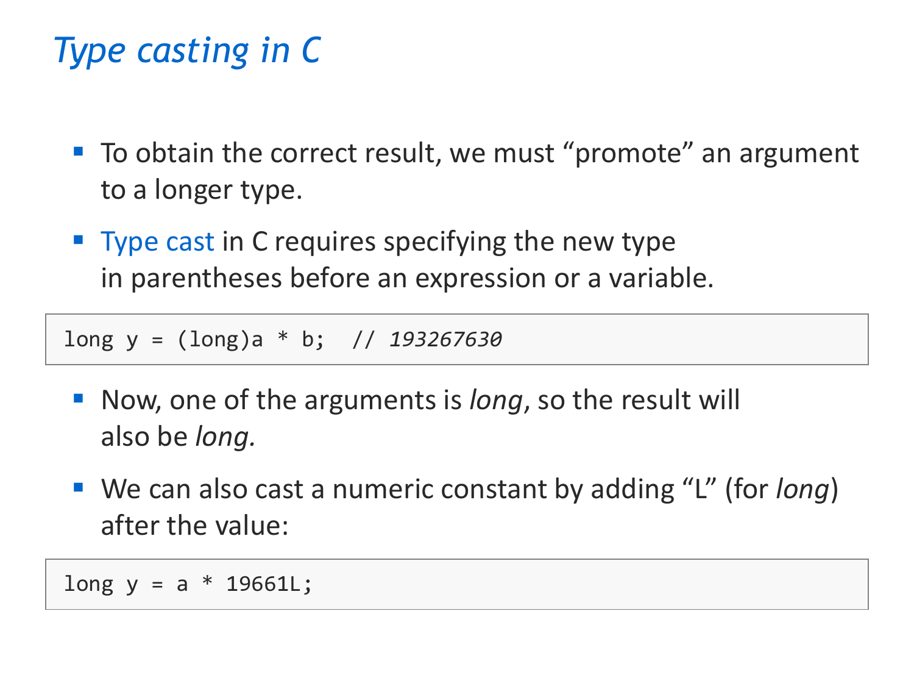# *Type casting in C*

- To obtain the correct result, we must "promote" an argument to a longer type.
- Type cast in C requires specifying the new type in parentheses before an expression or a variable.

```
long y = (long)a * b;  // 193267630
```

- Now, one of the arguments is *long*, so the result will also be *long.*
- We can also cast a numeric constant by adding "L" (for *long*) after the value:

```
long y = a * 19661L;
```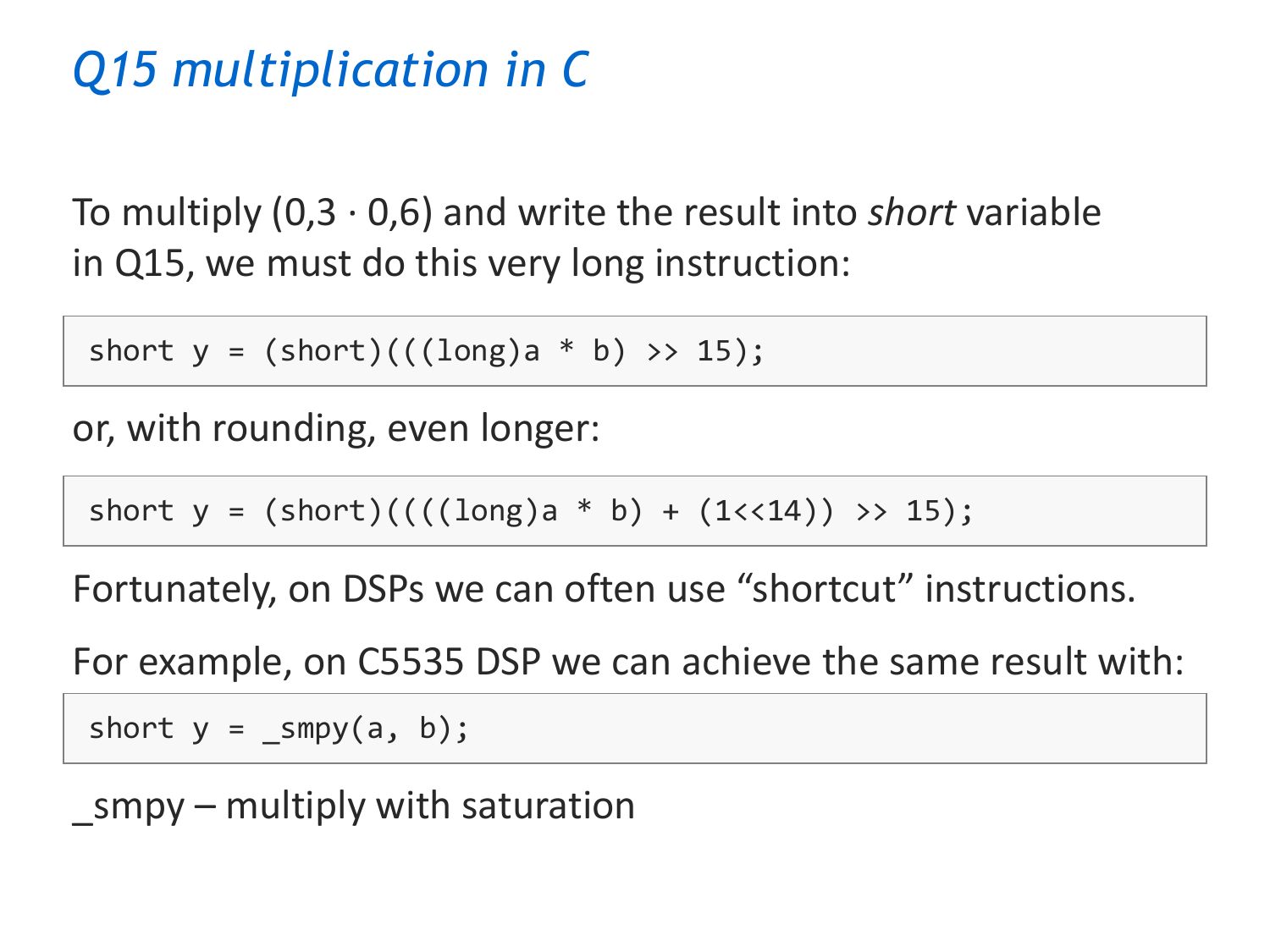# *Q15 multiplication in C*

To multiply (0,3 · 0,6) and write the result into *short* variable in Q15, we must do this very long instruction:

```
short y = (short)(((long)a * b) >> 15);
```

or, with rounding, even longer:

```
short y = (short)((((long)a * b) + (1<<14)) >> 15);
```

Fortunately, on DSPs we can often use “shortcut” instructions.

For example, on C5535 DSP we can achieve the same result with:

```
short y = _smpy(a, b);
```

_smpy – multiply with saturation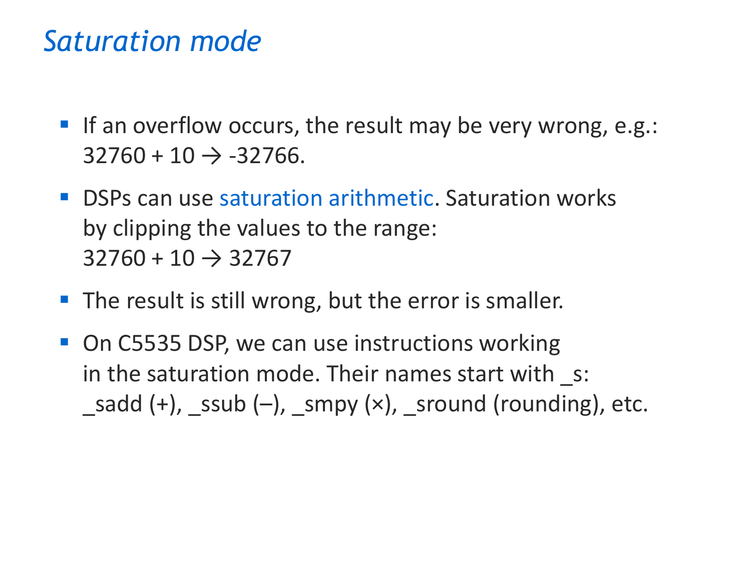# *Saturation mode*

- If an overflow occurs, the result may be very wrong, e.g.: 32760 + 10 → -32766.
- DSPs can use saturation arithmetic. Saturation works by clipping the values to the range: 32760 + 10 → 32767
- The result is still wrong, but the error is smaller.
- On C5535 DSP, we can use instructions working in the saturation mode. Their names start with _s: _sadd (+), _ssub (–), _smpy (×), _sround (rounding), etc.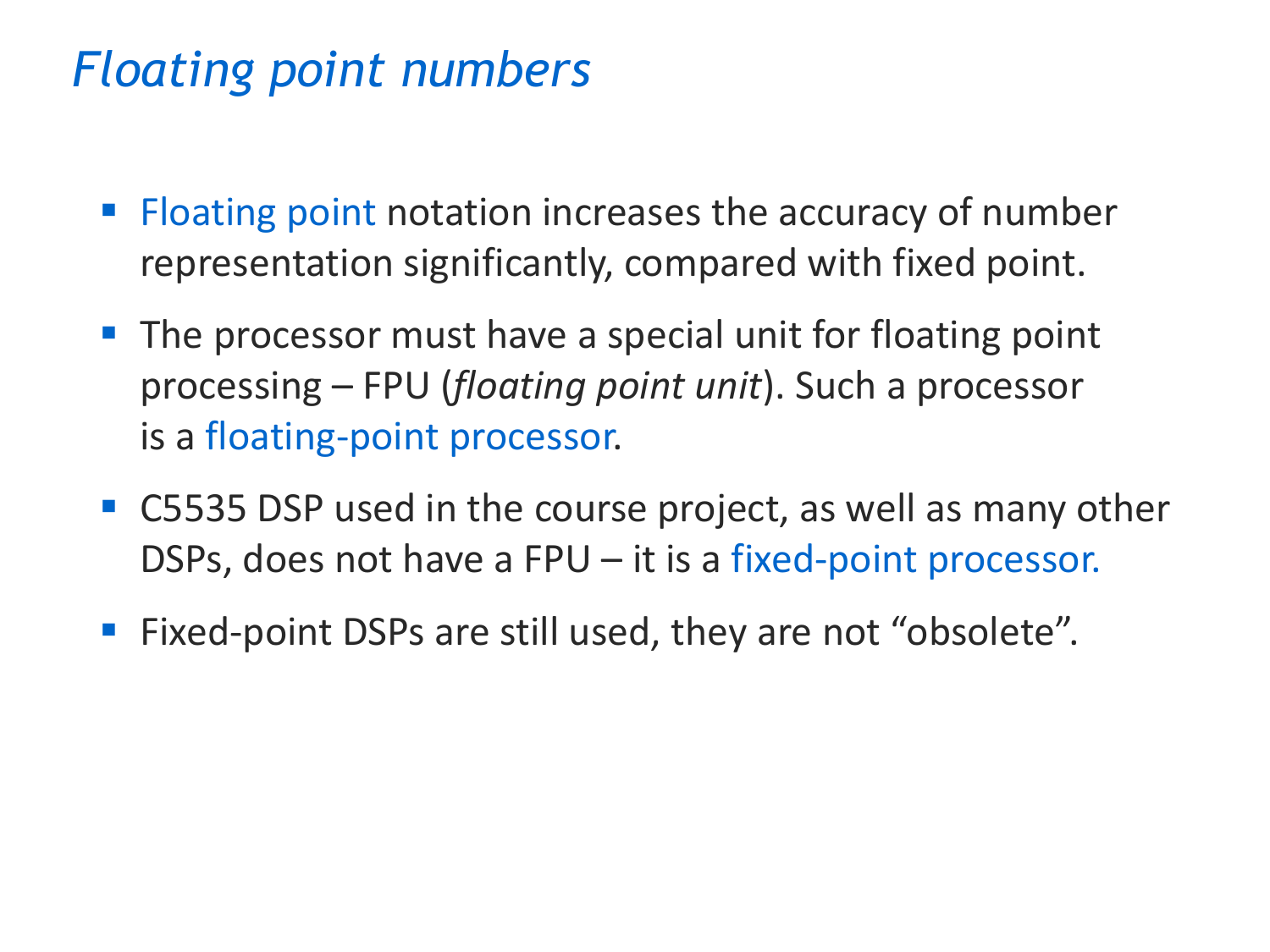# *Floating point numbers*

- Floating point notation increases the accuracy of number representation significantly, compared with fixed point.
- The processor must have a special unit for floating point processing – FPU (*floating point unit*). Such a processor is a floating-point processor.
- C5535 DSP used in the course project, as well as many other DSPs, does not have a FPU – it is a fixed-point processor.
- Fixed-point DSPs are still used, they are not "obsolete".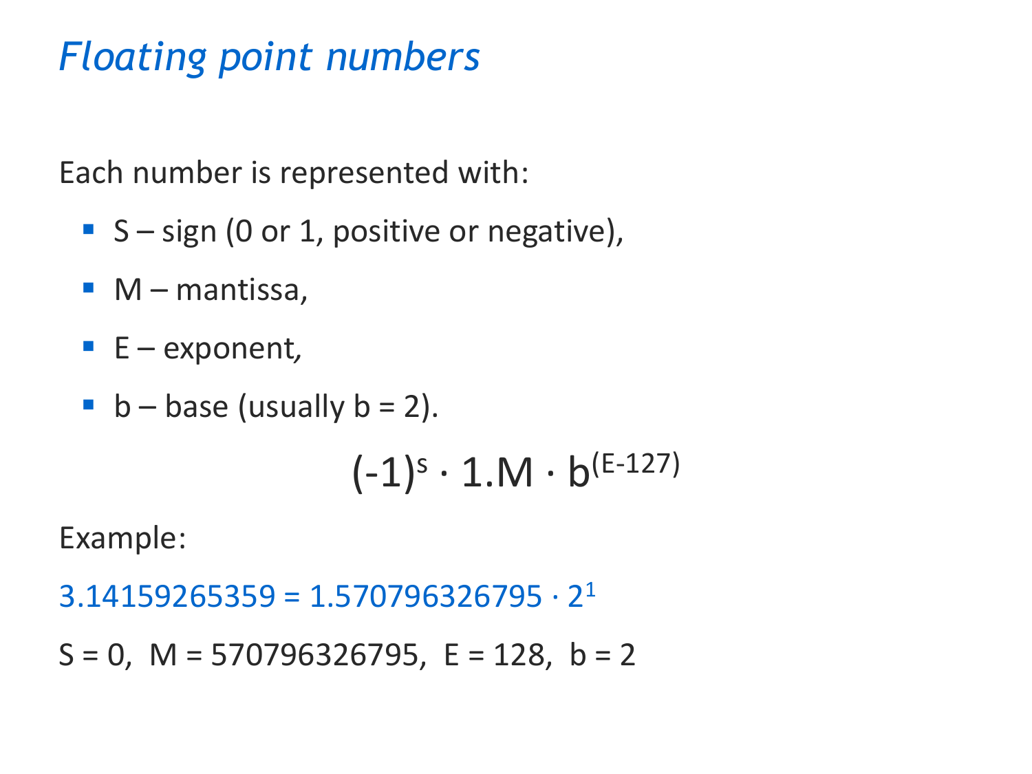# *Floating point numbers*

Each number is represented with:

- S – sign (0 or 1, positive or negative),
- M – mantissa,
- E – exponent,
- b – base (usually b = 2).

$$(-1)^s \cdot 1.M \cdot b^{(E-127)}$$

Example:

$3.14159265359 = 1.570796326795 \cdot 2^1$

S = 0, M = 570796326795, E = 128, b = 2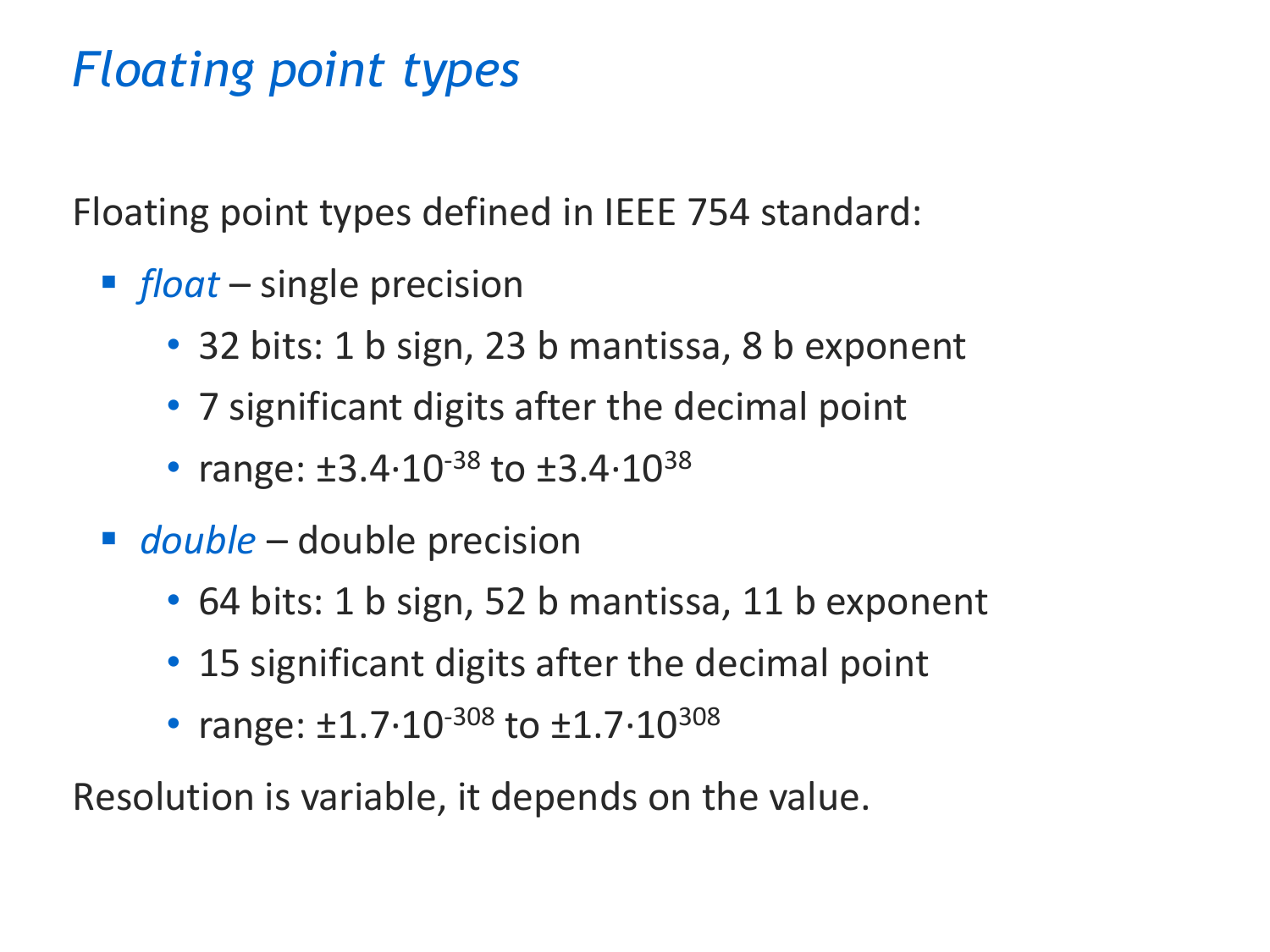# *Floating point types*

Floating point types defined in IEEE 754 standard:

- *float* – single precision
  - 32 bits: 1 b sign, 23 b mantissa, 8 b exponent
  - 7 significant digits after the decimal point
  - range: $\pm 3.4 \cdot 10^{-38}$ to $\pm 3.4 \cdot 10^{38}$
- *double* – double precision
  - 64 bits: 1 b sign, 52 b mantissa, 11 b exponent
  - 15 significant digits after the decimal point
  - range: $\pm 1.7 \cdot 10^{-308}$ to $\pm 1.7 \cdot 10^{308}$

Resolution is variable, it depends on the value.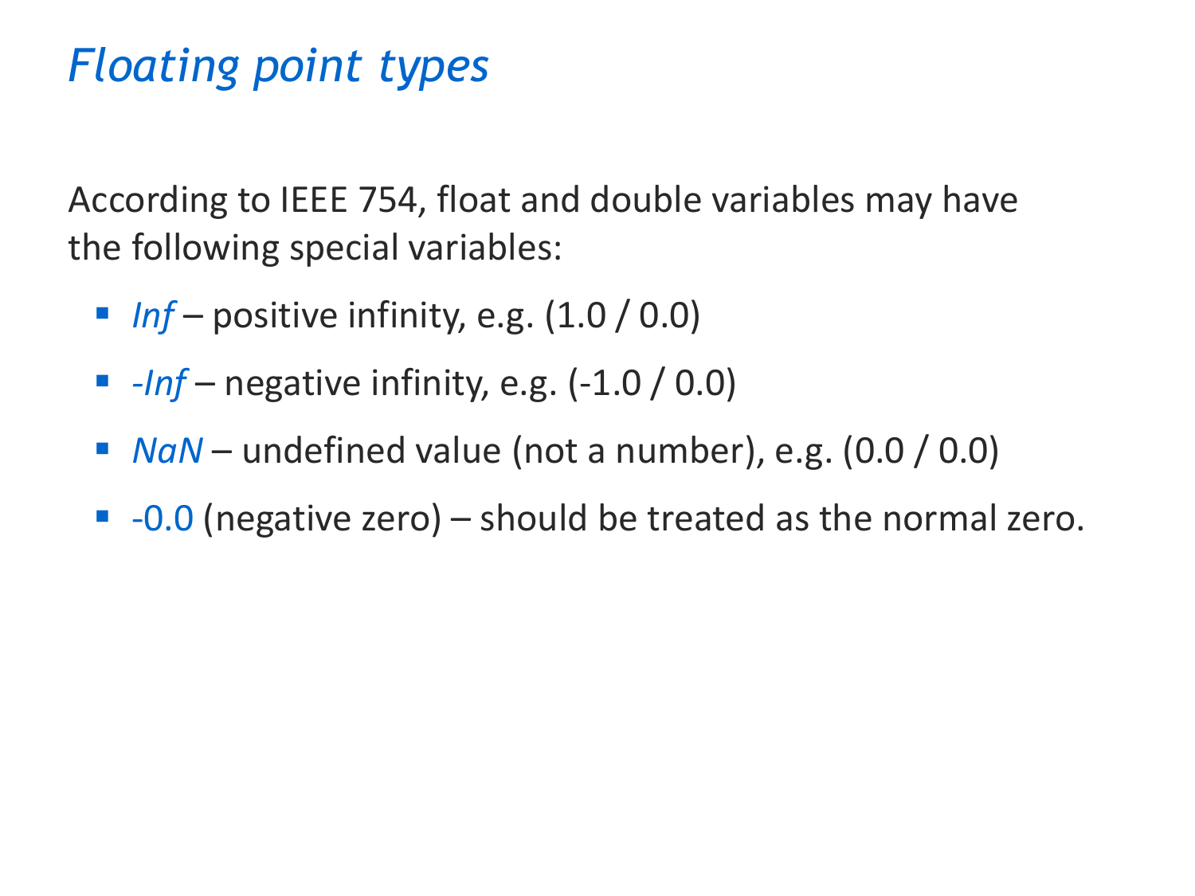# *Floating point types*

According to IEEE 754, float and double variables may have the following special variables:

- *Inf* – positive infinity, e.g. (1.0 / 0.0)
- *-Inf* – negative infinity, e.g. (-1.0 / 0.0)
- *NaN* – undefined value (not a number), e.g. (0.0 / 0.0)
- -0.0 (negative zero) – should be treated as the normal zero.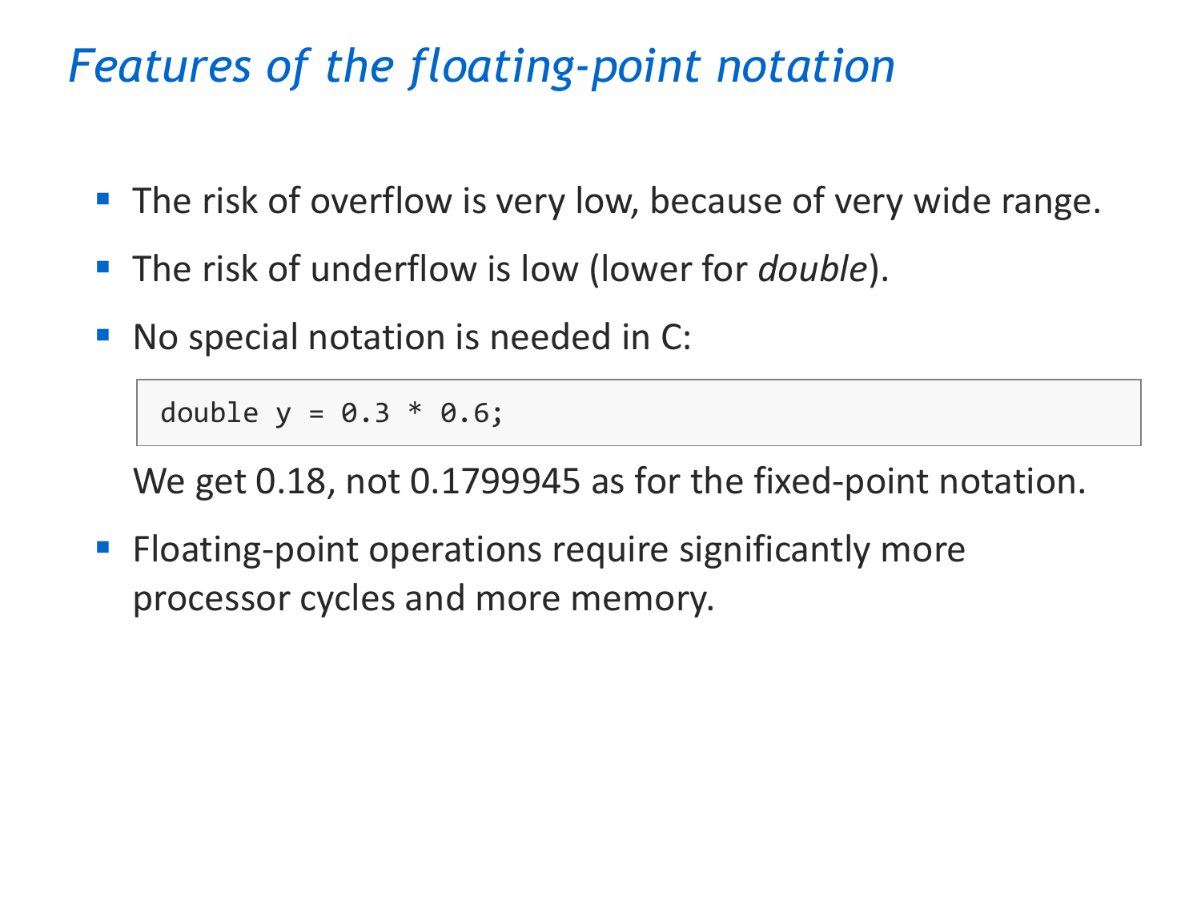# *Features of the floating-point notation*

- The risk of overflow is very low, because of very wide range.
- The risk of underflow is low (lower for *double*).
- No special notation is needed in C:

```
double y = 0.3 * 0.6;
```

  We get 0.18, not 0.1799945 as for the fixed-point notation.

- Floating-point operations require significantly more processor cycles and more memory.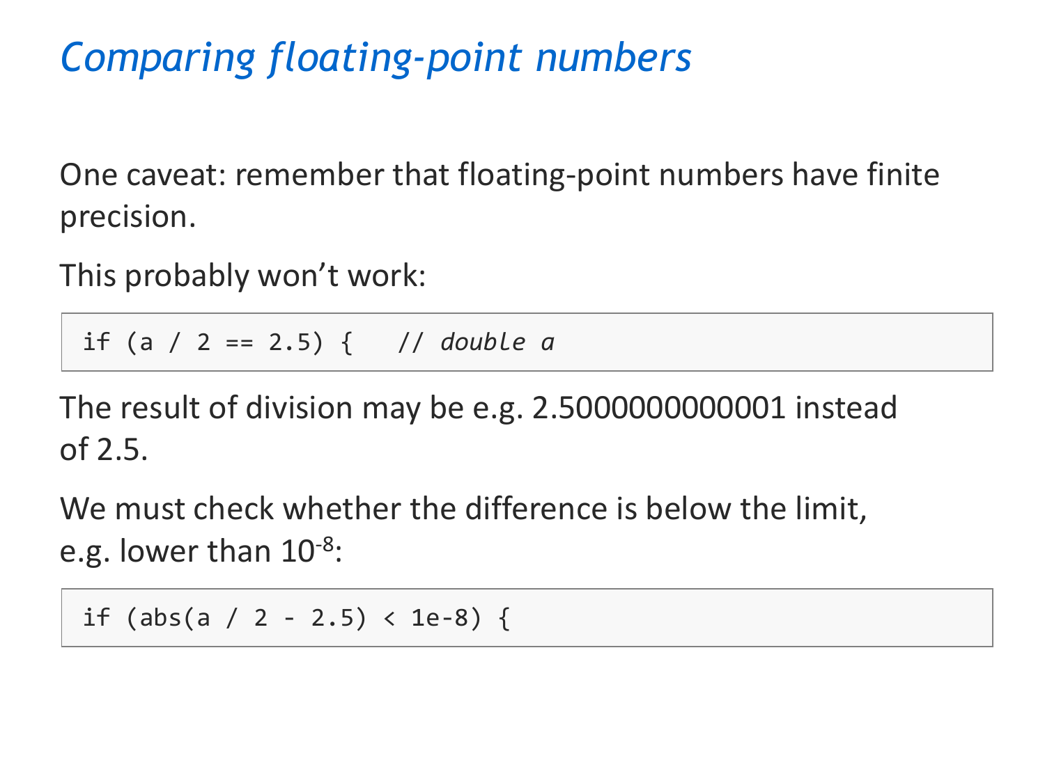# *Comparing floating-point numbers*

One caveat: remember that floating-point numbers have finite precision.

This probably won't work:

```
if (a / 2 == 2.5) {   // double a
```

The result of division may be e.g. 2.5000000000001 instead of 2.5.

We must check whether the difference is below the limit, e.g. lower than $10^{-8}$:

```
if (abs(a / 2 - 2.5) < 1e-8) {
```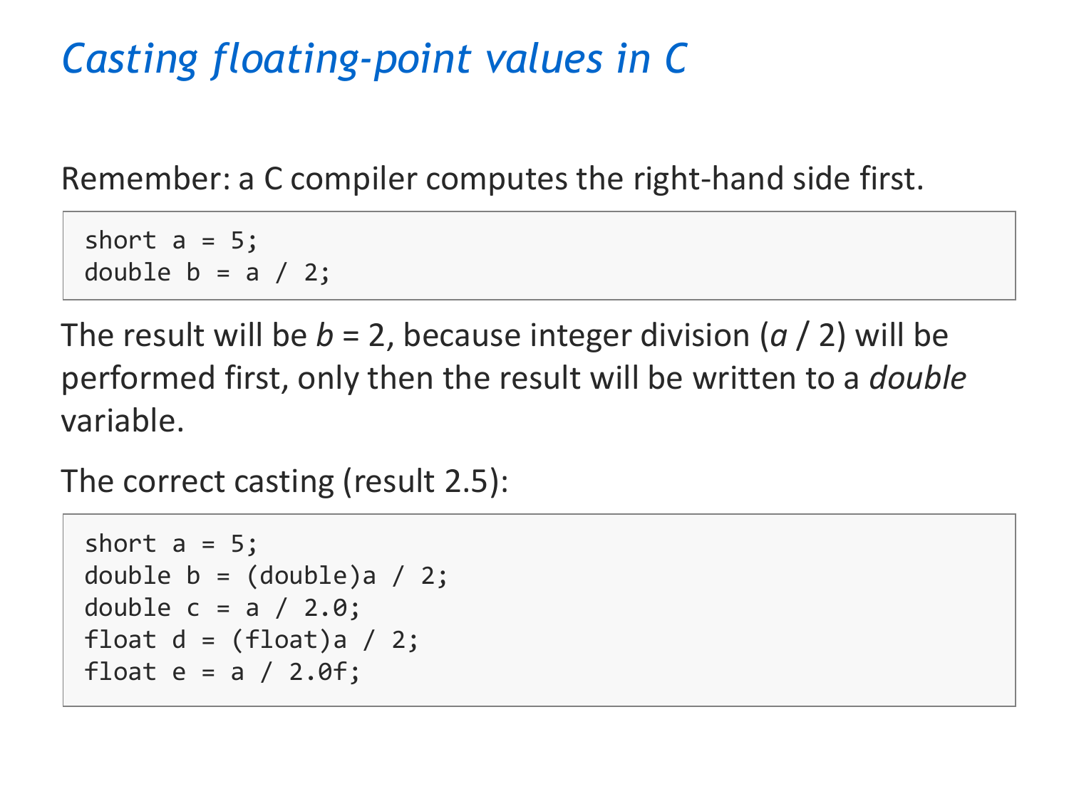# *Casting floating-point values in C*

Remember: a C compiler computes the right-hand side first.

```
short a = 5;
double b = a / 2;
```

The result will be *b* = 2, because integer division (*a* / 2) will be performed first, only then the result will be written to a *double* variable.

The correct casting (result 2.5):

```
short a = 5;
double b = (double)a / 2;
double c = a / 2.0;
float d = (float)a / 2;
float e = a / 2.0f;
```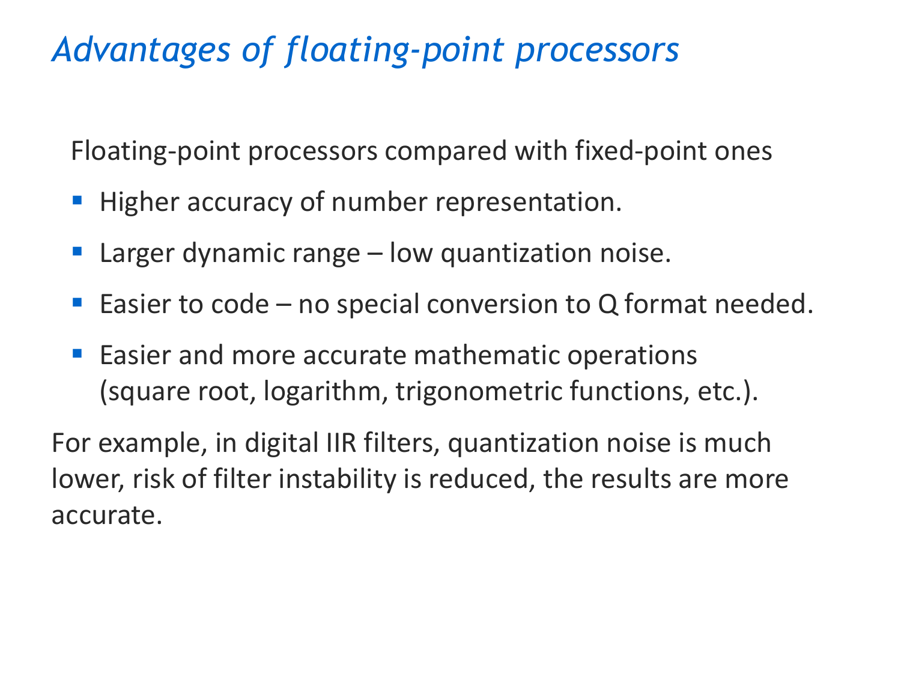# *Advantages of floating-point processors*

Floating-point processors compared with fixed-point ones

- Higher accuracy of number representation.
- Larger dynamic range – low quantization noise.
- Easier to code – no special conversion to Q format needed.
- Easier and more accurate mathematic operations (square root, logarithm, trigonometric functions, etc.).

For example, in digital IIR filters, quantization noise is much lower, risk of filter instability is reduced, the results are more accurate.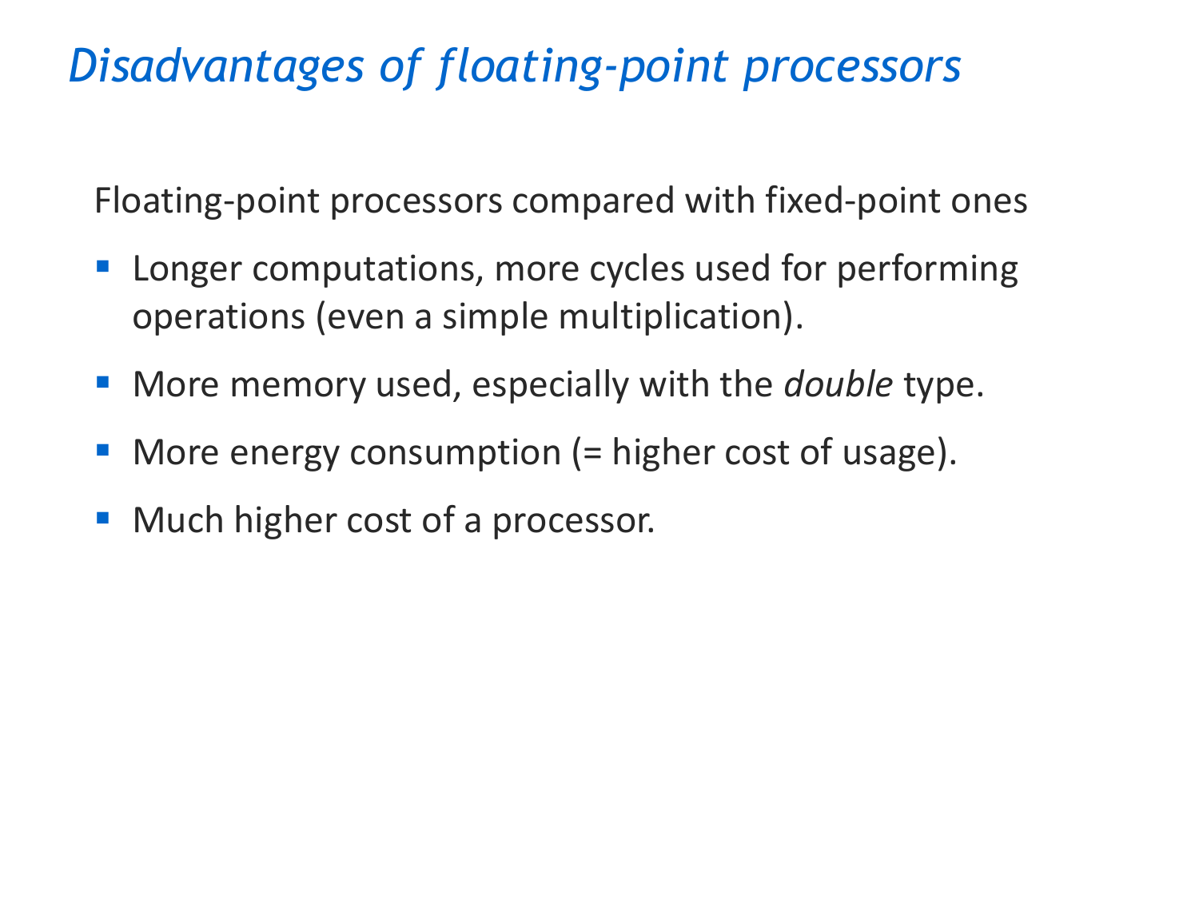# *Disadvantages of floating-point processors*

Floating-point processors compared with fixed-point ones

- Longer computations, more cycles used for performing operations (even a simple multiplication).
- More memory used, especially with the *double* type.
- More energy consumption (= higher cost of usage).
- Much higher cost of a processor.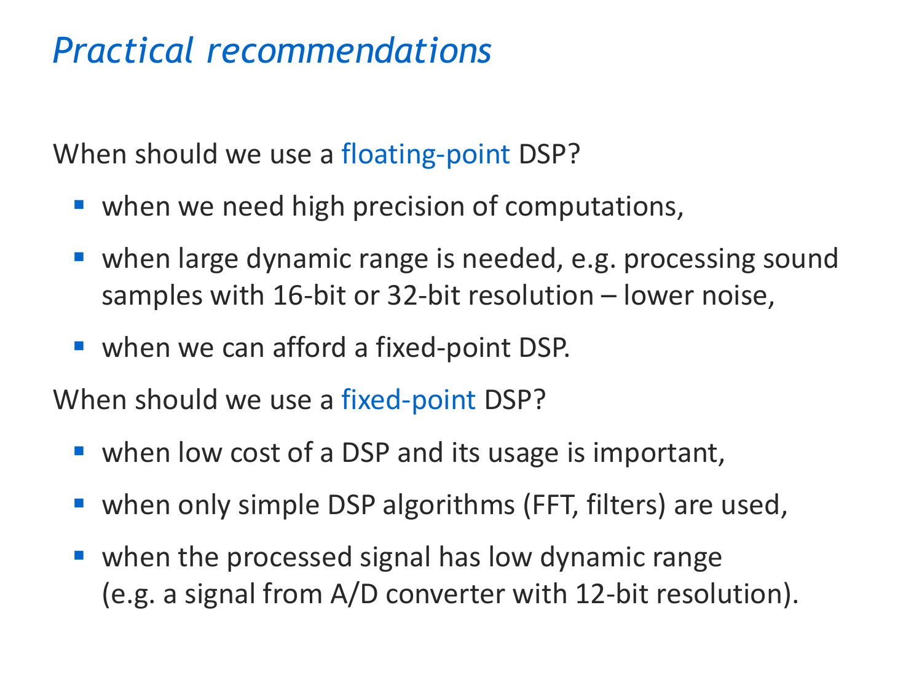# *Practical recommendations*

When should we use a floating-point DSP?

- when we need high precision of computations,
- when large dynamic range is needed, e.g. processing sound samples with 16-bit or 32-bit resolution – lower noise,
- when we can afford a fixed-point DSP.

When should we use a fixed-point DSP?

- when low cost of a DSP and its usage is important,
- when only simple DSP algorithms (FFT, filters) are used,
- when the processed signal has low dynamic range (e.g. a signal from A/D converter with 12-bit resolution).